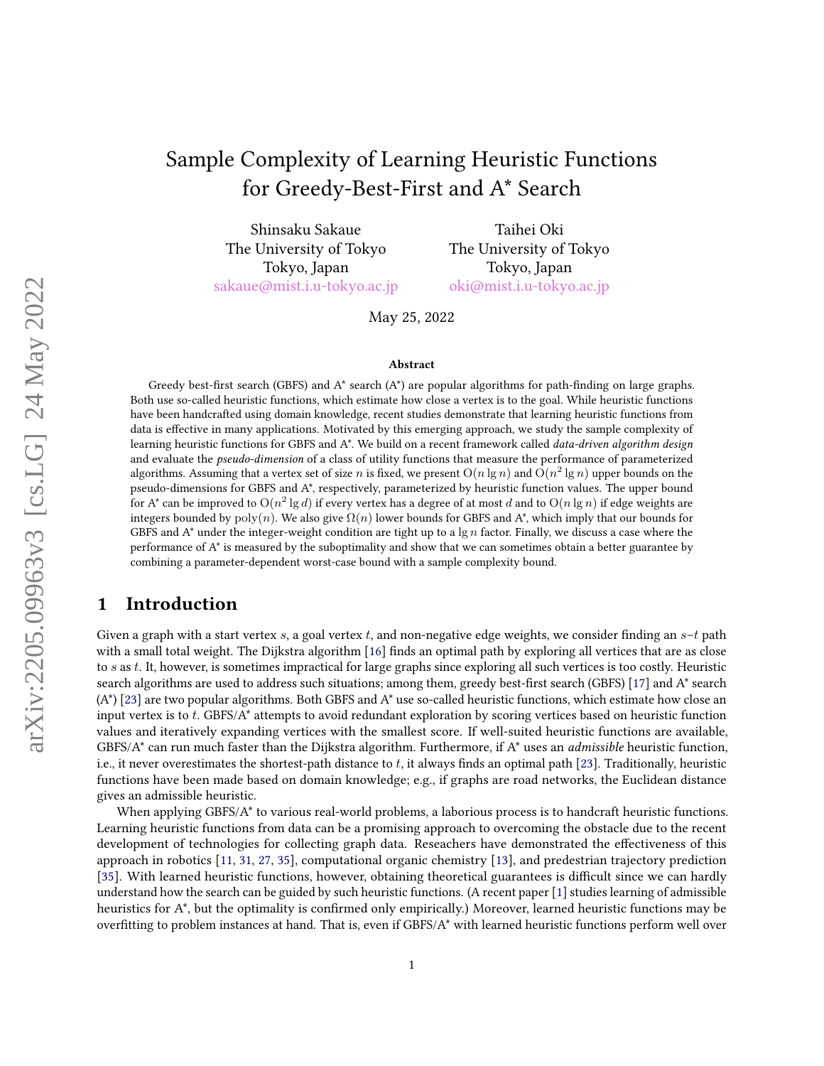# Sample Complexity of Learning Heuristic Functions for Greedy-Best-First and A* Search

Shinsaku Sakaue
The University of Tokyo
Tokyo, Japan
sakaue@mist.i.u-tokyo.ac.jp

Taihei Oki
The University of Tokyo
Tokyo, Japan
oki@mist.i.u-tokyo.ac.jp

May 25, 2022

### Abstract

Greedy best-first search (GBFS) and A* search (A*) are popular algorithms for path-finding on large graphs. Both use so-called heuristic functions, which estimate how close a vertex is to the goal. While heuristic functions have been handcrafted using domain knowledge, recent studies demonstrate that learning heuristic functions from data is effective in many applications. Motivated by this emerging approach, we study the sample complexity of learning heuristic functions for GBFS and A*. We build on a recent framework called *data-driven algorithm design* and evaluate the *pseudo-dimension* of a class of utility functions that measure the performance of parameterized algorithms. Assuming that a vertex set of size $n$ is fixed, we present $\mathrm{O}(n \lg n)$ and $\mathrm{O}(n^2 \lg n)$ upper bounds on the pseudo-dimensions for GBFS and A*, respectively, parameterized by heuristic function values. The upper bound for A* can be improved to $\mathrm{O}(n^2 \lg d)$ if every vertex has a degree of at most $d$ and to $\mathrm{O}(n \lg n)$ if edge weights are integers bounded by $\mathrm{poly}(n)$. We also give $\Omega(n)$ lower bounds for GBFS and A*, which imply that our bounds for GBFS and A* under the integer-weight condition are tight up to a $\lg n$ factor. Finally, we discuss a case where the performance of A* is measured by the suboptimality and show that we can sometimes obtain a better guarantee by combining a parameter-dependent worst-case bound with a sample complexity bound.

## 1 Introduction

Given a graph with a start vertex $s$, a goal vertex $t$, and non-negative edge weights, we consider finding an $s$–$t$ path with a small total weight. The Dijkstra algorithm [16] finds an optimal path by exploring all vertices that are as close to $s$ as $t$. It, however, is sometimes impractical for large graphs since exploring all such vertices is too costly. Heuristic search algorithms are used to address such situations; among them, greedy best-first search (GBFS) [17] and A* search (A*) [23] are two popular algorithms. Both GBFS and A* use so-called heuristic functions, which estimate how close an input vertex is to $t$. GBFS/A* attempts to avoid redundant exploration by scoring vertices based on heuristic function values and iteratively expanding vertices with the smallest score. If well-suited heuristic functions are available, GBFS/A* can run much faster than the Dijkstra algorithm. Furthermore, if A* uses an *admissible* heuristic function, i.e., it never overestimates the shortest-path distance to $t$, it always finds an optimal path [23]. Traditionally, heuristic functions have been made based on domain knowledge; e.g., if graphs are road networks, the Euclidean distance gives an admissible heuristic.

When applying GBFS/A* to various real-world problems, a laborious process is to handcraft heuristic functions. Learning heuristic functions from data can be a promising approach to overcoming the obstacle due to the recent development of technologies for collecting graph data. Reseachers have demonstrated the effectiveness of this approach in robotics [11, 31, 27, 35], computational organic chemistry [13], and predestrian trajectory prediction [35]. With learned heuristic functions, however, obtaining theoretical guarantees is difficult since we can hardly understand how the search can be guided by such heuristic functions. (A recent paper [1] studies learning of admissible heuristics for A*, but the optimality is confirmed only empirically.) Moreover, learned heuristic functions may be overfitting to problem instances at hand. That is, even if GBFS/A* with learned heuristic functions perform well over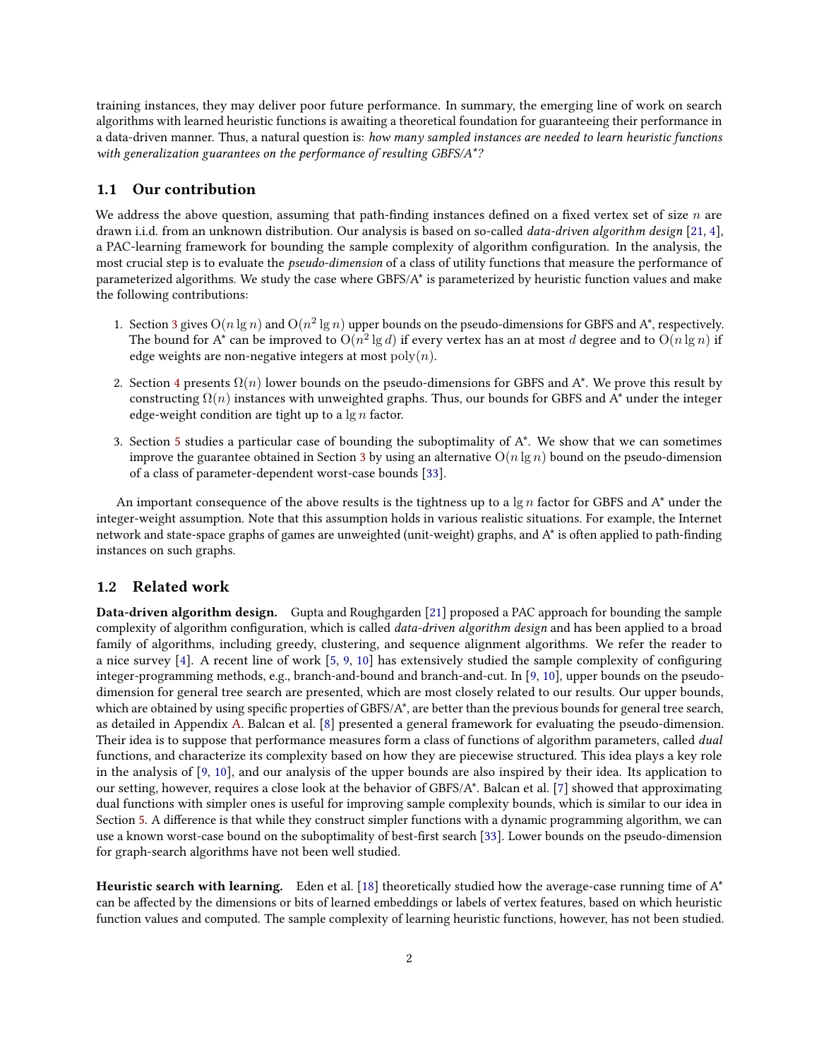training instances, they may deliver poor future performance. In summary, the emerging line of work on search algorithms with learned heuristic functions is awaiting a theoretical foundation for guaranteeing their performance in a data-driven manner. Thus, a natural question is: *how many sampled instances are needed to learn heuristic functions with generalization guarantees on the performance of resulting GBFS/A\*?*

## 1.1 Our contribution

We address the above question, assuming that path-finding instances defined on a fixed vertex set of size $n$ are drawn i.i.d. from an unknown distribution. Our analysis is based on so-called *data-driven algorithm design* [21, 4], a PAC-learning framework for bounding the sample complexity of algorithm configuration. In the analysis, the most crucial step is to evaluate the *pseudo-dimension* of a class of utility functions that measure the performance of parameterized algorithms. We study the case where GBFS/A* is parameterized by heuristic function values and make the following contributions:

1. Section 3 gives $\mathrm{O}(n \lg n)$ and $\mathrm{O}(n^2 \lg n)$ upper bounds on the pseudo-dimensions for GBFS and A*, respectively. The bound for A* can be improved to $\mathrm{O}(n^2 \lg d)$ if every vertex has an at most $d$ degree and to $\mathrm{O}(n \lg n)$ if edge weights are non-negative integers at most $\mathrm{poly}(n)$.
2. Section 4 presents $\Omega(n)$ lower bounds on the pseudo-dimensions for GBFS and A*. We prove this result by constructing $\Omega(n)$ instances with unweighted graphs. Thus, our bounds for GBFS and A* under the integer edge-weight condition are tight up to a $\lg n$ factor.
3. Section 5 studies a particular case of bounding the suboptimality of A*. We show that we can sometimes improve the guarantee obtained in Section 3 by using an alternative $\mathrm{O}(n \lg n)$ bound on the pseudo-dimension of a class of parameter-dependent worst-case bounds [33].

An important consequence of the above results is the tightness up to a $\lg n$ factor for GBFS and A* under the integer-weight assumption. Note that this assumption holds in various realistic situations. For example, the Internet network and state-space graphs of games are unweighted (unit-weight) graphs, and A* is often applied to path-finding instances on such graphs.

## 1.2 Related work

**Data-driven algorithm design.** Gupta and Roughgarden [21] proposed a PAC approach for bounding the sample complexity of algorithm configuration, which is called *data-driven algorithm design* and has been applied to a broad family of algorithms, including greedy, clustering, and sequence alignment algorithms. We refer the reader to a nice survey [4]. A recent line of work [5, 9, 10] has extensively studied the sample complexity of configuring integer-programming methods, e.g., branch-and-bound and branch-and-cut. In [9, 10], upper bounds on the pseudo-dimension for general tree search are presented, which are most closely related to our results. Our upper bounds, which are obtained by using specific properties of GBFS/A*, are better than the previous bounds for general tree search, as detailed in Appendix A. Balcan et al. [8] presented a general framework for evaluating the pseudo-dimension. Their idea is to suppose that performance measures form a class of functions of algorithm parameters, called *dual* functions, and characterize its complexity based on how they are piecewise structured. This idea plays a key role in the analysis of [9, 10], and our analysis of the upper bounds are also inspired by their idea. Its application to our setting, however, requires a close look at the behavior of GBFS/A*. Balcan et al. [7] showed that approximating dual functions with simpler ones is useful for improving sample complexity bounds, which is similar to our idea in Section 5. A difference is that while they construct simpler functions with a dynamic programming algorithm, we can use a known worst-case bound on the suboptimality of best-first search [33]. Lower bounds on the pseudo-dimension for graph-search algorithms have not been well studied.

**Heuristic search with learning.** Eden et al. [18] theoretically studied how the average-case running time of A* can be affected by the dimensions or bits of learned embeddings or labels of vertex features, based on which heuristic function values and computed. The sample complexity of learning heuristic functions, however, has not been studied.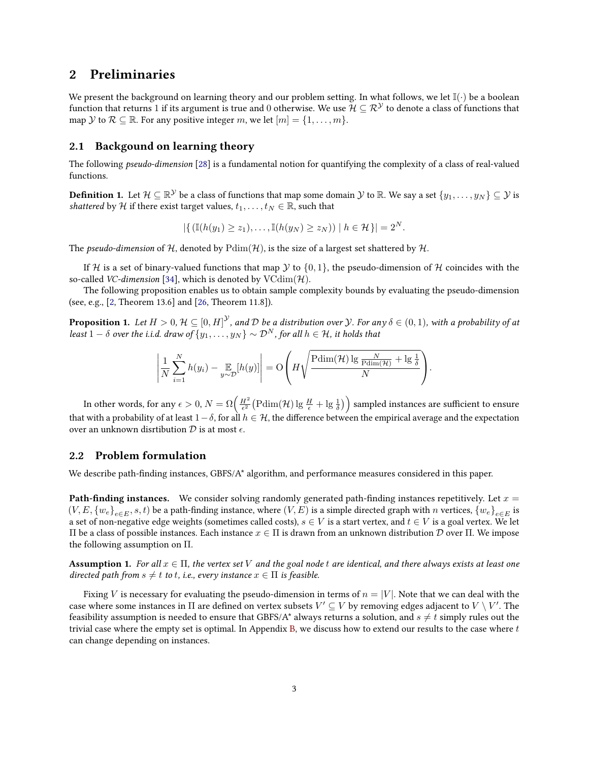## 2 Preliminaries

We present the background on learning theory and our problem setting. In what follows, we let $\mathbb{I}(\cdot)$ be a boolean function that returns 1 if its argument is true and 0 otherwise. We use $\mathcal{H} \subseteq \mathcal{R}^{\mathcal{Y}}$ to denote a class of functions that map $\mathcal{Y}$ to $\mathcal{R} \subseteq \mathbb{R}$. For any positive integer $m$, we let $[m] = \{1, \dots, m\}$.

### 2.1 Backgound on learning theory

The following *pseudo-dimension* [28] is a fundamental notion for quantifying the complexity of a class of real-valued functions.

**Definition 1.** Let $\mathcal{H} \subseteq \mathbb{R}^{\mathcal{Y}}$ be a class of functions that map some domain $\mathcal{Y}$ to $\mathbb{R}$. We say a set $\{y_1, \dots, y_N\} \subseteq \mathcal{Y}$ is *shattered* by $\mathcal{H}$ if there exist target values, $t_1, \dots, t_N \in \mathbb{R}$, such that

$$|\{\,(\mathbb{I}(h(y_1) \geq z_1), \dots, \mathbb{I}(h(y_N) \geq z_N)) \mid h \in \mathcal{H}\}| = 2^N.$$

The *pseudo-dimension* of $\mathcal{H}$, denoted by $\mathrm{Pdim}(\mathcal{H})$, is the size of a largest set shattered by $\mathcal{H}$.

If $\mathcal{H}$ is a set of binary-valued functions that map $\mathcal{Y}$ to $\{0, 1\}$, the pseudo-dimension of $\mathcal{H}$ coincides with the so-called *VC-dimension* [34], which is denoted by $\mathrm{VCdim}(\mathcal{H})$.

The following proposition enables us to obtain sample complexity bounds by evaluating the pseudo-dimension (see, e.g., [2, Theorem 13.6] and [26, Theorem 11.8]).

**Proposition 1.** *Let $H > 0$, $\mathcal{H} \subseteq [0, H]^{\mathcal{Y}}$, and $\mathcal{D}$ be a distribution over $\mathcal{Y}$. For any $\delta \in (0, 1)$, with a probability of at least $1 - \delta$ over the i.i.d. draw of $\{y_1, \dots, y_N\} \sim \mathcal{D}^N$, for all $h \in \mathcal{H}$, it holds that*

$$\left| \frac{1}{N} \sum_{i=1}^{N} h(y_i) - \mathop{\mathbb{E}}_{y \sim \mathcal{D}}[h(y)] \right| = \mathrm{O}\left( H \sqrt{\frac{\mathrm{Pdim}(\mathcal{H}) \lg \frac{N}{\mathrm{Pdim}(\mathcal{H})} + \lg \frac{1}{\delta}}{N}} \right).$$

In other words, for any $\epsilon > 0$, $N = \Omega\left(\frac{H^2}{\epsilon^2}\left(\mathrm{Pdim}(\mathcal{H}) \lg \frac{H}{\epsilon} + \lg \frac{1}{\delta}\right)\right)$ sampled instances are sufficient to ensure that with a probability of at least $1 - \delta$, for all $h \in \mathcal{H}$, the difference between the empirical average and the expectation over an unknown disrtibution $\mathcal{D}$ is at most $\epsilon$.

### 2.2 Problem formulation

We describe path-finding instances, GBFS/A* algorithm, and performance measures considered in this paper.

**Path-finding instances.** We consider solving randomly generated path-finding instances repetitively. Let $x = (V, E, \{w_e\}_{e \in E}, s, t)$ be a path-finding instance, where $(V, E)$ is a simple directed graph with $n$ vertices, $\{w_e\}_{e \in E}$ is a set of non-negative edge weights (sometimes called costs), $s \in V$ is a start vertex, and $t \in V$ is a goal vertex. We let $\Pi$ be a class of possible instances. Each instance $x \in \Pi$ is drawn from an unknown distribution $\mathcal{D}$ over $\Pi$. We impose the following assumption on $\Pi$.

**Assumption 1.** *For all $x \in \Pi$, the vertex set $V$ and the goal node $t$ are identical, and there always exists at least one directed path from $s \neq t$ to $t$, i.e., every instance $x \in \Pi$ is feasible.*

Fixing $V$ is necessary for evaluating the pseudo-dimension in terms of $n = |V|$. Note that we can deal with the case where some instances in $\Pi$ are defined on vertex subsets $V' \subseteq V$ by removing edges adjacent to $V \setminus V'$. The feasibility assumption is needed to ensure that GBFS/A* always returns a solution, and $s \neq t$ simply rules out the trivial case where the empty set is optimal. In Appendix B, we discuss how to extend our results to the case where $t$ can change depending on instances.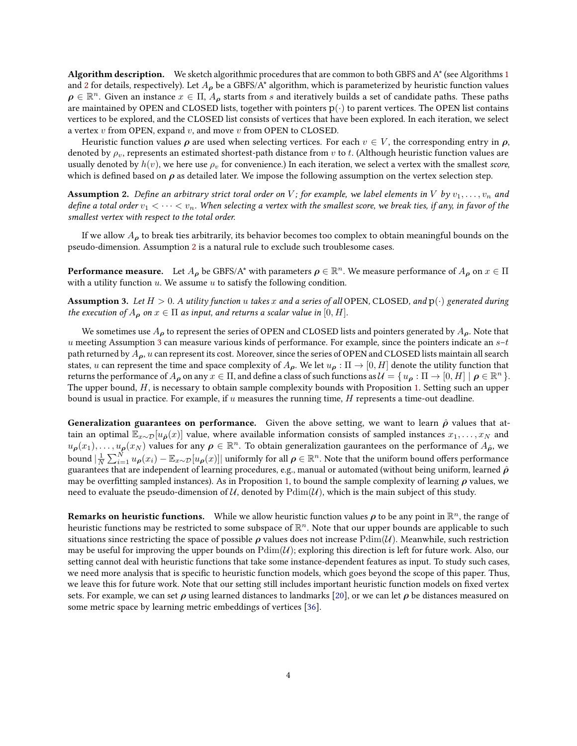**Algorithm description.** We sketch algorithmic procedures that are common to both GBFS and A\* (see Algorithms 1 and 2 for details, respectively). Let $A_{\boldsymbol{\rho}}$ be a GBFS/A\* algorithm, which is parameterized by heuristic function values $\boldsymbol{\rho} \in \mathbb{R}^n$. Given an instance $x \in \Pi$, $A_{\boldsymbol{\rho}}$ starts from $s$ and iteratively builds a set of candidate paths. These paths are maintained by OPEN and CLOSED lists, together with pointers $\mathrm{p}(\cdot)$ to parent vertices. The OPEN list contains vertices to be explored, and the CLOSED list consists of vertices that have been explored. In each iteration, we select a vertex $v$ from OPEN, expand $v$, and move $v$ from OPEN to CLOSED.

Heuristic function values $\boldsymbol{\rho}$ are used when selecting vertices. For each $v \in V$, the corresponding entry in $\boldsymbol{\rho}$, denoted by $\rho_v$, represents an estimated shortest-path distance from $v$ to $t$. (Although heuristic function values are usually denoted by $h(v)$, we here use $\rho_v$ for convenience.) In each iteration, we select a vertex with the smallest *score*, which is defined based on $\boldsymbol{\rho}$ as detailed later. We impose the following assumption on the vertex selection step.

**Assumption 2.** *Define an arbitrary strict toral order on $V$; for example, we label elements in $V$ by $v_1, \dots, v_n$ and define a total order $v_1 < \dots < v_n$. When selecting a vertex with the smallest score, we break ties, if any, in favor of the smallest vertex with respect to the total order.*

If we allow $A_{\boldsymbol{\rho}}$ to break ties arbitrarily, its behavior becomes too complex to obtain meaningful bounds on the pseudo-dimension. Assumption 2 is a natural rule to exclude such troublesome cases.

**Performance measure.** Let $A_{\boldsymbol{\rho}}$ be GBFS/A\* with parameters $\boldsymbol{\rho} \in \mathbb{R}^n$. We measure performance of $A_{\boldsymbol{\rho}}$ on $x \in \Pi$ with a utility function $u$. We assume $u$ to satisfy the following condition.

**Assumption 3.** *Let $H > 0$. A utility function $u$ takes $x$ and a series of all OPEN, CLOSED, and $\mathrm{p}(\cdot)$ generated during the execution of $A_{\boldsymbol{\rho}}$ on $x \in \Pi$ as input, and returns a scalar value in $[0, H]$.*

We sometimes use $A_{\boldsymbol{\rho}}$ to represent the series of OPEN and CLOSED lists and pointers generated by $A_{\boldsymbol{\rho}}$. Note that $u$ meeting Assumption 3 can measure various kinds of performance. For example, since the pointers indicate an $s$–$t$ path returned by $A_{\boldsymbol{\rho}}$, $u$ can represent its cost. Moreover, since the series of OPEN and CLOSED lists maintain all search states, $u$ can represent the time and space complexity of $A_{\boldsymbol{\rho}}$. We let $u_{\boldsymbol{\rho}} : \Pi \to [0, H]$ denote the utility function that returns the performance of $A_{\boldsymbol{\rho}}$ on any $x \in \Pi$, and define a class of such functions as $\mathcal{U} = \{ u_{\boldsymbol{\rho}} : \Pi \to [0, H] \mid \boldsymbol{\rho} \in \mathbb{R}^n \}$. The upper bound, $H$, is necessary to obtain sample complexity bounds with Proposition 1. Setting such an upper bound is usual in practice. For example, if $u$ measures the running time, $H$ represents a time-out deadline.

**Generalization guarantees on performance.** Given the above setting, we want to learn $\hat{\boldsymbol{\rho}}$ values that attain an optimal $\mathbb{E}_{x\sim\mathcal{D}}[u_{\hat{\boldsymbol{\rho}}}(x)]$ value, where available information consists of sampled instances $x_1, \dots, x_N$ and $u_{\boldsymbol{\rho}}(x_1), \dots, u_{\boldsymbol{\rho}}(x_N)$ values for any $\boldsymbol{\rho} \in \mathbb{R}^n$. To obtain generalization gaurantees on the performance of $A_{\hat{\boldsymbol{\rho}}}$, we bound $|\frac{1}{N}\sum_{i=1}^{N} u_{\boldsymbol{\rho}}(x_i) - \mathbb{E}_{x\sim\mathcal{D}}[u_{\boldsymbol{\rho}}(x)]|$ uniformly for all $\boldsymbol{\rho} \in \mathbb{R}^n$. Note that the uniform bound offers performance guarantees that are independent of learning procedures, e.g., manual or automated (without being uniform, learned $\hat{\boldsymbol{\rho}}$ may be overfitting sampled instances). As in Proposition 1, to bound the sample complexity of learning $\boldsymbol{\rho}$ values, we need to evaluate the pseudo-dimension of $\mathcal{U}$, denoted by $\mathrm{Pdim}(\mathcal{U})$, which is the main subject of this study.

**Remarks on heuristic functions.** While we allow heuristic function values $\boldsymbol{\rho}$ to be any point in $\mathbb{R}^n$, the range of heuristic functions may be restricted to some subspace of $\mathbb{R}^n$. Note that our upper bounds are applicable to such situations since restricting the space of possible $\boldsymbol{\rho}$ values does not increase $\mathrm{Pdim}(\mathcal{U})$. Meanwhile, such restriction may be useful for improving the upper bounds on $\mathrm{Pdim}(\mathcal{U})$; exploring this direction is left for future work. Also, our setting cannot deal with heuristic functions that take some instance-dependent features as input. To study such cases, we need more analysis that is specific to heuristic function models, which goes beyond the scope of this paper. Thus, we leave this for future work. Note that our setting still includes important heuristic function models on fixed vertex sets. For example, we can set $\boldsymbol{\rho}$ using learned distances to landmarks [20], or we can let $\boldsymbol{\rho}$ be distances measured on some metric space by learning metric embeddings of vertices [36].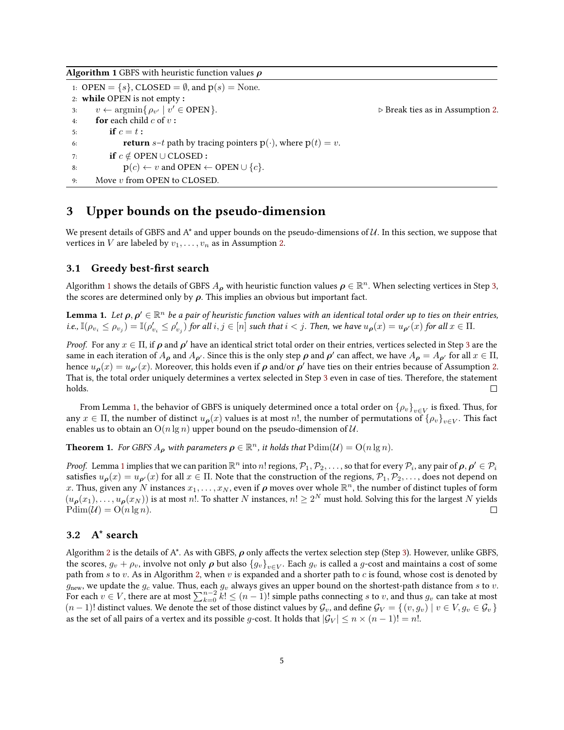**Algorithm 1** GBFS with heuristic function values $\boldsymbol{\rho}$

```
1: OPEN = {s}, CLOSED = ∅, and p(s) = None.
2: while OPEN is not empty :
3:     v ← argmin{ ρ_v' | v' ∈ OPEN }.                    ▷ Break ties as in Assumption 2.
4:     for each child c of v :
5:         if c = t :
6:             return s–t path by tracing pointers p(·), where p(t) = v.
7:         if c ∉ OPEN ∪ CLOSED :
8:             p(c) ← v and OPEN ← OPEN ∪ {c}.
9:     Move v from OPEN to CLOSED.
```

## 3 Upper bounds on the pseudo-dimension

We present details of GBFS and A* and upper bounds on the pseudo-dimensions of $\mathcal{U}$. In this section, we suppose that vertices in $V$ are labeled by $v_1, \ldots, v_n$ as in Assumption 2.

### 3.1 Greedy best-first search

Algorithm 1 shows the details of GBFS $A_{\boldsymbol{\rho}}$ with heuristic function values $\boldsymbol{\rho} \in \mathbb{R}^n$. When selecting vertices in Step 3, the scores are determined only by $\boldsymbol{\rho}$. This implies an obvious but important fact.

**Lemma 1.** *Let $\boldsymbol{\rho}, \boldsymbol{\rho}' \in \mathbb{R}^n$ be a pair of heuristic function values with an identical total order up to ties on their entries, i.e., $\mathbb{I}(\rho_{v_i} \le \rho_{v_j}) = \mathbb{I}(\rho'_{v_i} \le \rho'_{v_j})$ for all $i, j \in [n]$ such that $i < j$. Then, we have $u_{\boldsymbol{\rho}}(x) = u_{\boldsymbol{\rho}'}(x)$ for all $x \in \Pi$.*

*Proof.* For any $x \in \Pi$, if $\boldsymbol{\rho}$ and $\boldsymbol{\rho}'$ have an identical strict total order on their entries, vertices selected in Step 3 are the same in each iteration of $A_{\boldsymbol{\rho}}$ and $A_{\boldsymbol{\rho}'}$. Since this is the only step $\boldsymbol{\rho}$ and $\boldsymbol{\rho}'$ can affect, we have $A_{\boldsymbol{\rho}} = A_{\boldsymbol{\rho}'}$ for all $x \in \Pi$, hence $u_{\boldsymbol{\rho}}(x) = u_{\boldsymbol{\rho}'}(x)$. Moreover, this holds even if $\boldsymbol{\rho}$ and/or $\boldsymbol{\rho}'$ have ties on their entries because of Assumption 2. That is, the total order uniquely determines a vertex selected in Step 3 even in case of ties. Therefore, the statement holds. □

From Lemma 1, the behavior of GBFS is uniquely determined once a total order on $\{\rho_v\}_{v \in V}$ is fixed. Thus, for any $x \in \Pi$, the number of distinct $u_{\boldsymbol{\rho}}(x)$ values is at most $n!$, the number of permutations of $\{\rho_v\}_{v \in V}$. This fact enables us to obtain an $\mathrm{O}(n \lg n)$ upper bound on the pseudo-dimension of $\mathcal{U}$.

**Theorem 1.** *For GBFS $A_{\boldsymbol{\rho}}$ with parameters $\boldsymbol{\rho} \in \mathbb{R}^n$, it holds that $\mathrm{Pdim}(\mathcal{U}) = \mathrm{O}(n \lg n)$.*

*Proof.* Lemma 1 implies that we can parition $\mathbb{R}^n$ into $n!$ regions, $\mathcal{P}_1, \mathcal{P}_2, \ldots$, so that for every $\mathcal{P}_i$, any pair of $\boldsymbol{\rho}, \boldsymbol{\rho}' \in \mathcal{P}_i$ satisfies $u_{\boldsymbol{\rho}}(x) = u_{\boldsymbol{\rho}'}(x)$ for all $x \in \Pi$. Note that the construction of the regions, $\mathcal{P}_1, \mathcal{P}_2, \ldots$, does not depend on $x$. Thus, given any $N$ instances $x_1, \ldots, x_N$, even if $\boldsymbol{\rho}$ moves over whole $\mathbb{R}^n$, the number of distinct tuples of form $(u_{\boldsymbol{\rho}}(x_1), \ldots, u_{\boldsymbol{\rho}}(x_N))$ is at most $n!$. To shatter $N$ instances, $n! \ge 2^N$ must hold. Solving this for the largest $N$ yields $\mathrm{Pdim}(\mathcal{U}) = \mathrm{O}(n \lg n)$. □

### 3.2 A* search

Algorithm 2 is the details of A*. As with GBFS, $\boldsymbol{\rho}$ only affects the vertex selection step (Step 3). However, unlike GBFS, the scores, $g_v + \rho_v$, involve not only $\boldsymbol{\rho}$ but also $\{g_v\}_{v \in V}$. Each $g_v$ is called a $g$-cost and maintains a cost of some path from $s$ to $v$. As in Algorithm 2, when $v$ is expanded and a shorter path to $c$ is found, whose cost is denoted by $g_{\text{new}}$, we update the $g_c$ value. Thus, each $g_v$ always gives an upper bound on the shortest-path distance from $s$ to $v$. For each $v \in V$, there are at most $\sum_{k=0}^{n-2} k! \le (n-1)!$ simple paths connecting $s$ to $v$, and thus $g_v$ can take at most $(n-1)!$ distinct values. We denote the set of those distinct values by $\mathcal{G}_v$, and define $\mathcal{G}_V = \{ (v, g_v) \mid v \in V, g_v \in \mathcal{G}_v \}$ as the set of all pairs of a vertex and its possible $g$-cost. It holds that $|\mathcal{G}_V| \le n \times (n-1)! = n!$.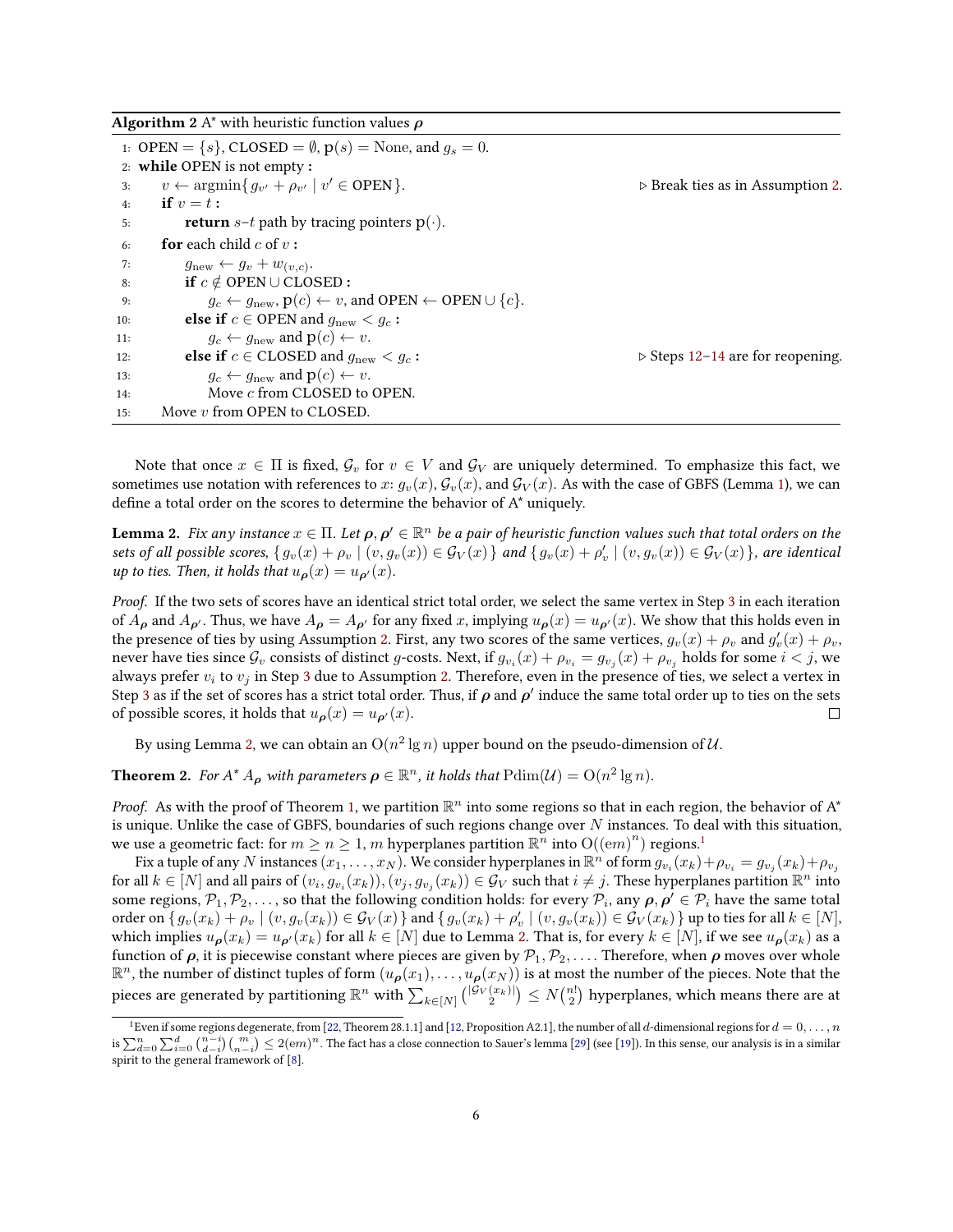**Algorithm 2** A* with heuristic function values $\boldsymbol{\rho}$

```
1:  OPEN = {s}, CLOSED = ∅, p(s) = None, and g_s = 0.
2:  while OPEN is not empty :
3:      v ← argmin{ g_{v'} + ρ_{v'} | v' ∈ OPEN }.                 ▷ Break ties as in Assumption 2.
4:      if v = t :
5:          return s–t path by tracing pointers p(·).
6:      for each child c of v :
7:          g_new ← g_v + w_(v,c).
8:          if c ∉ OPEN ∪ CLOSED :
9:              g_c ← g_new, p(c) ← v, and OPEN ← OPEN ∪ {c}.
10:         else if c ∈ OPEN and g_new < g_c :
11:             g_c ← g_new and p(c) ← v.
12:         else if c ∈ CLOSED and g_new < g_c :                    ▷ Steps 12–14 are for reopening.
13:             g_c ← g_new and p(c) ← v.
14:             Move c from CLOSED to OPEN.
15:     Move v from OPEN to CLOSED.
```

Note that once $x \in \Pi$ is fixed, $\mathcal{G}_v$ for $v \in V$ and $\mathcal{G}_V$ are uniquely determined. To emphasize this fact, we sometimes use notation with references to $x$: $g_v(x)$, $\mathcal{G}_v(x)$, and $\mathcal{G}_V(x)$. As with the case of GBFS (Lemma 1), we can define a total order on the scores to determine the behavior of A* uniquely.

**Lemma 2.** *Fix any instance $x \in \Pi$. Let $\boldsymbol{\rho}, \boldsymbol{\rho}' \in \mathbb{R}^n$ be a pair of heuristic function values such that total orders on the sets of all possible scores, $\{ g_v(x) + \rho_v \mid (v, g_v(x)) \in \mathcal{G}_V(x) \}$ and $\{ g_v(x) + \rho'_v \mid (v, g_v(x)) \in \mathcal{G}_V(x) \}$, are identical up to ties. Then, it holds that $u_{\boldsymbol{\rho}}(x) = u_{\boldsymbol{\rho}'}(x)$.*

*Proof.* If the two sets of scores have an identical strict total order, we select the same vertex in Step 3 in each iteration of $A_{\boldsymbol{\rho}}$ and $A_{\boldsymbol{\rho}'}$. Thus, we have $A_{\boldsymbol{\rho}} = A_{\boldsymbol{\rho}'}$ for any fixed $x$, implying $u_{\boldsymbol{\rho}}(x) = u_{\boldsymbol{\rho}'}(x)$. We show that this holds even in the presence of ties by using Assumption 2. First, any two scores of the same vertices, $g_v(x) + \rho_v$ and $g'_v(x) + \rho_v$, never have ties since $\mathcal{G}_v$ consists of distinct $g$-costs. Next, if $g_{v_i}(x) + \rho_{v_i} = g_{v_j}(x) + \rho_{v_j}$ holds for some $i < j$, we always prefer $v_i$ to $v_j$ in Step 3 due to Assumption 2. Therefore, even in the presence of ties, we select a vertex in Step 3 as if the set of scores has a strict total order. Thus, if $\boldsymbol{\rho}$ and $\boldsymbol{\rho}'$ induce the same total order up to ties on the sets of possible scores, it holds that $u_{\boldsymbol{\rho}}(x) = u_{\boldsymbol{\rho}'}(x)$. ◻

By using Lemma 2, we can obtain an $\mathrm{O}(n^2 \lg n)$ upper bound on the pseudo-dimension of $\mathcal{U}$.

**Theorem 2.** *For A* $A_{\boldsymbol{\rho}}$ with parameters $\boldsymbol{\rho} \in \mathbb{R}^n$, it holds that $\mathrm{Pdim}(\mathcal{U}) = \mathrm{O}(n^2 \lg n)$.*

*Proof.* As with the proof of Theorem 1, we partition $\mathbb{R}^n$ into some regions so that in each region, the behavior of A* is unique. Unlike the case of GBFS, boundaries of such regions change over $N$ instances. To deal with this situation, we use a geometric fact: for $m \geq n \geq 1$, $m$ hyperplanes partition $\mathbb{R}^n$ into $\mathrm{O}((\mathrm{e}m)^n)$ regions.[1]

Fix a tuple of any $N$ instances $(x_1, \ldots, x_N)$. We consider hyperplanes in $\mathbb{R}^n$ of form $g_{v_i}(x_k) + \rho_{v_i} = g_{v_j}(x_k) + \rho_{v_j}$ for all $k \in [N]$ and all pairs of $(v_i, g_{v_i}(x_k)), (v_j, g_{v_j}(x_k)) \in \mathcal{G}_V$ such that $i \neq j$. These hyperplanes partition $\mathbb{R}^n$ into some regions, $\mathcal{P}_1, \mathcal{P}_2, \ldots$, so that the following condition holds: for every $\mathcal{P}_i$, any $\boldsymbol{\rho}, \boldsymbol{\rho}' \in \mathcal{P}_i$ have the same total order on $\{ g_v(x_k) + \rho_v \mid (v, g_v(x_k)) \in \mathcal{G}_V(x) \}$ and $\{ g_v(x_k) + \rho'_v \mid (v, g_v(x_k)) \in \mathcal{G}_V(x_k) \}$ up to ties for all $k \in [N]$, which implies $u_{\boldsymbol{\rho}}(x_k) = u_{\boldsymbol{\rho}'}(x_k)$ for all $k \in [N]$ due to Lemma 2. That is, for every $k \in [N]$, if we see $u_{\boldsymbol{\rho}}(x_k)$ as a function of $\boldsymbol{\rho}$, it is piecewise constant where pieces are given by $\mathcal{P}_1, \mathcal{P}_2, \ldots$. Therefore, when $\boldsymbol{\rho}$ moves over whole $\mathbb{R}^n$, the number of distinct tuples of form $(u_{\boldsymbol{\rho}}(x_1), \ldots, u_{\boldsymbol{\rho}}(x_N))$ is at most the number of the pieces. Note that the pieces are generated by partitioning $\mathbb{R}^n$ with $\sum_{k \in [N]} \binom{|\mathcal{G}_V(x_k)|}{2} \leq N\binom{n!}{2}$ hyperplanes, which means there are at

[1] Even if some regions degenerate, from [22, Theorem 28.1.1] and [12, Proposition A2.1], the number of all $d$-dimensional regions for $d = 0, \ldots, n$ is $\sum_{d=0}^{n} \sum_{i=0}^{d} \binom{n-i}{d-i}\binom{m}{n-i} \leq 2(\mathrm{e}m)^n$. The fact has a close connection to Sauer's lemma [29] (see [19]). In this sense, our analysis is in a similar spirit to the general framework of [8].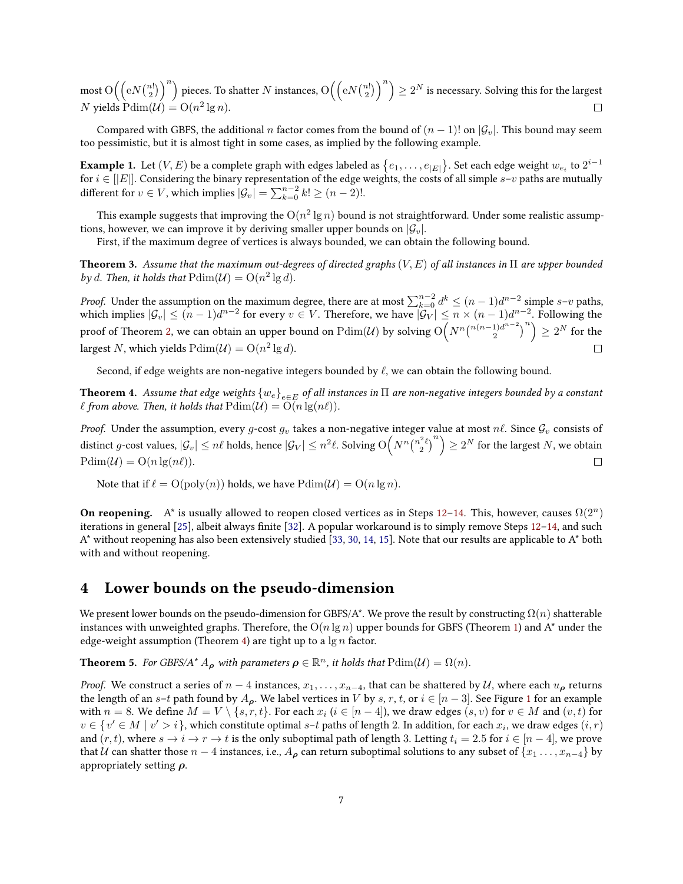most $\mathrm{O}\Big(\Big(\mathrm{e}N\binom{n!}{2}\Big)^n\Big)$ pieces. To shatter $N$ instances, $\mathrm{O}\Big(\Big(\mathrm{e}N\binom{n!}{2}\Big)^n\Big) \geq 2^N$ is necessary. Solving this for the largest $N$ yields $\mathrm{Pdim}(\mathcal{U}) = \mathrm{O}(n^2 \lg n)$. ◻

Compared with GBFS, the additional $n$ factor comes from the bound of $(n-1)!$ on $|\mathcal{G}_v|$. This bound may seem too pessimistic, but it is almost tight in some cases, as implied by the following example.

**Example 1.** Let $(V, E)$ be a complete graph with edges labeled as $\{e_1, \dots, e_{|E|}\}$. Set each edge weight $w_{e_i}$ to $2^{i-1}$ for $i \in [|E|]$. Considering the binary representation of the edge weights, the costs of all simple $s$–$v$ paths are mutually different for $v \in V$, which implies $|\mathcal{G}_v| = \sum_{k=0}^{n-2} k! \geq (n-2)!$.

This example suggests that improving the $\mathrm{O}(n^2 \lg n)$ bound is not straightforward. Under some realistic assumptions, however, we can improve it by deriving smaller upper bounds on $|\mathcal{G}_v|$.

First, if the maximum degree of vertices is always bounded, we can obtain the following bound.

**Theorem 3.** *Assume that the maximum out-degrees of directed graphs $(V, E)$ of all instances in $\Pi$ are upper bounded by $d$. Then, it holds that $\mathrm{Pdim}(\mathcal{U}) = \mathrm{O}(n^2 \lg d)$.*

*Proof.* Under the assumption on the maximum degree, there are at most $\sum_{k=0}^{n-2} d^k \leq (n-1)d^{n-2}$ simple $s$–$v$ paths, which implies $|\mathcal{G}_v| \leq (n-1)d^{n-2}$ for every $v \in V$. Therefore, we have $|\mathcal{G}_V| \leq n \times (n-1)d^{n-2}$. Following the proof of Theorem 2, we can obtain an upper bound on $\mathrm{Pdim}(\mathcal{U})$ by solving $\mathrm{O}\Big(N^n \binom{n(n-1)d^{n-2}}{2}^n\Big) \geq 2^N$ for the largest $N$, which yields $\mathrm{Pdim}(\mathcal{U}) = \mathrm{O}(n^2 \lg d)$. ◻

Second, if edge weights are non-negative integers bounded by $\ell$, we can obtain the following bound.

**Theorem 4.** *Assume that edge weights $\{w_e\}_{e \in E}$ of all instances in $\Pi$ are non-negative integers bounded by a constant $\ell$ from above. Then, it holds that $\mathrm{Pdim}(\mathcal{U}) = \mathrm{O}(n \lg(n\ell))$.*

*Proof.* Under the assumption, every $g$-cost $g_v$ takes a non-negative integer value at most $n\ell$. Since $\mathcal{G}_v$ consists of distinct $g$-cost values, $|\mathcal{G}_v| \leq n\ell$ holds, hence $|\mathcal{G}_V| \leq n^2\ell$. Solving $\mathrm{O}\Big(N^n \binom{n^2\ell}{2}^n\Big) \geq 2^N$ for the largest $N$, we obtain $\mathrm{Pdim}(\mathcal{U}) = \mathrm{O}(n \lg(n\ell))$. ◻

Note that if $\ell = \mathrm{O}(\mathrm{poly}(n))$ holds, we have $\mathrm{Pdim}(\mathcal{U}) = \mathrm{O}(n \lg n)$.

**On reopening.** A* is usually allowed to reopen closed vertices as in Steps 12–14. This, however, causes $\Omega(2^n)$ iterations in general [25], albeit always finite [32]. A popular workaround is to simply remove Steps 12–14, and such A* without reopening has also been extensively studied [33, 30, 14, 15]. Note that our results are applicable to A* both with and without reopening.

# 4 Lower bounds on the pseudo-dimension

We present lower bounds on the pseudo-dimension for GBFS/A*. We prove the result by constructing $\Omega(n)$ shatterable instances with unweighted graphs. Therefore, the $\mathrm{O}(n \lg n)$ upper bounds for GBFS (Theorem 1) and A* under the edge-weight assumption (Theorem 4) are tight up to a $\lg n$ factor.

**Theorem 5.** *For GBFS/A* $A_{\boldsymbol{\rho}}$ with parameters $\boldsymbol{\rho} \in \mathbb{R}^n$, it holds that $\mathrm{Pdim}(\mathcal{U}) = \Omega(n)$.*

*Proof.* We construct a series of $n-4$ instances, $x_1, \dots, x_{n-4}$, that can be shattered by $\mathcal{U}$, where each $u_{\boldsymbol{\rho}}$ returns the length of an $s$–$t$ path found by $A_{\boldsymbol{\rho}}$. We label vertices in $V$ by $s$, $r$, $t$, or $i \in [n-3]$. See Figure 1 for an example with $n = 8$. We define $M = V \setminus \{s, r, t\}$. For each $x_i$ ($i \in [n-4]$), we draw edges $(s, v)$ for $v \in M$ and $(v, t)$ for $v \in \{\, v' \in M \mid v' > i \,\}$, which constitute optimal $s$–$t$ paths of length 2. In addition, for each $x_i$, we draw edges $(i, r)$ and $(r, t)$, where $s \to i \to r \to t$ is the only suboptimal path of length 3. Letting $t_i = 2.5$ for $i \in [n-4]$, we prove that $\mathcal{U}$ can shatter those $n-4$ instances, i.e., $A_{\boldsymbol{\rho}}$ can return suboptimal solutions to any subset of $\{x_1 \dots, x_{n-4}\}$ by appropriately setting $\boldsymbol{\rho}$.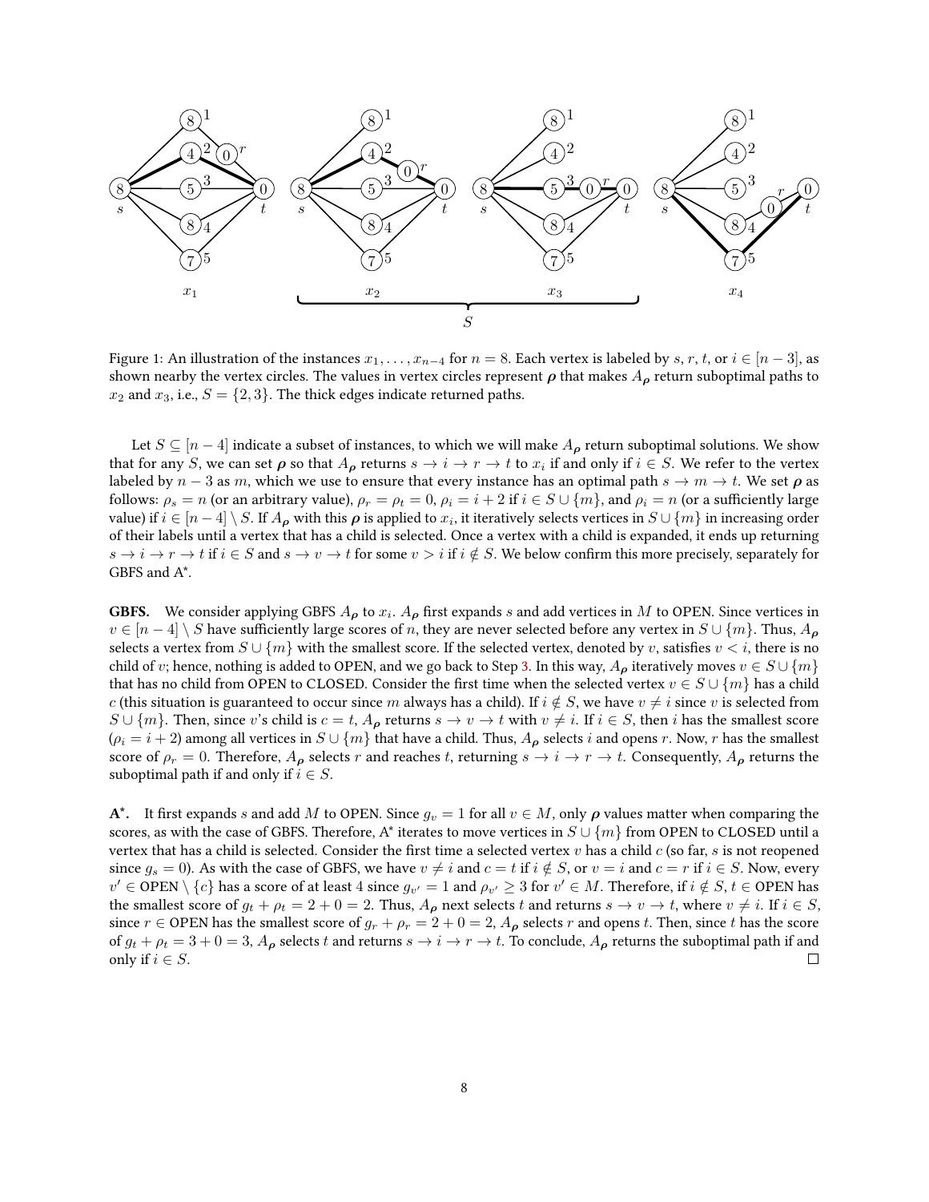Figure 1: An illustration of the instances $x_1, \ldots, x_{n-4}$ for $n = 8$. Each vertex is labeled by $s$, $r$, $t$, or $i \in [n-3]$, as shown nearby the vertex circles. The values in vertex circles represent $\boldsymbol{\rho}$ that makes $A_{\boldsymbol{\rho}}$ return suboptimal paths to $x_2$ and $x_3$, i.e., $S = \{2, 3\}$. The thick edges indicate returned paths.

Let $S \subseteq [n-4]$ indicate a subset of instances, to which we will make $A_{\boldsymbol{\rho}}$ return suboptimal solutions. We show that for any $S$, we can set $\boldsymbol{\rho}$ so that $A_{\boldsymbol{\rho}}$ returns $s \to i \to r \to t$ to $x_i$ if and only if $i \in S$. We refer to the vertex labeled by $n-3$ as $m$, which we use to ensure that every instance has an optimal path $s \to m \to t$. We set $\boldsymbol{\rho}$ as follows: $\rho_s = n$ (or an arbitrary value), $\rho_r = \rho_t = 0$, $\rho_i = i + 2$ if $i \in S \cup \{m\}$, and $\rho_i = n$ (or a sufficiently large value) if $i \in [n-4] \setminus S$. If $A_{\boldsymbol{\rho}}$ with this $\boldsymbol{\rho}$ is applied to $x_i$, it iteratively selects vertices in $S \cup \{m\}$ in increasing order of their labels until a vertex that has a child is selected. Once a vertex with a child is expanded, it ends up returning $s \to i \to r \to t$ if $i \in S$ and $s \to v \to t$ for some $v > i$ if $i \notin S$. We below confirm this more precisely, separately for GBFS and A*.

**GBFS.** We consider applying GBFS $A_{\boldsymbol{\rho}}$ to $x_i$. $A_{\boldsymbol{\rho}}$ first expands $s$ and add vertices in $M$ to OPEN. Since vertices in $v \in [n-4] \setminus S$ have sufficiently large scores of $n$, they are never selected before any vertex in $S \cup \{m\}$. Thus, $A_{\boldsymbol{\rho}}$ selects a vertex from $S \cup \{m\}$ with the smallest score. If the selected vertex, denoted by $v$, satisfies $v < i$, there is no child of $v$; hence, nothing is added to OPEN, and we go back to Step 3. In this way, $A_{\boldsymbol{\rho}}$ iteratively moves $v \in S \cup \{m\}$ that has no child from OPEN to CLOSED. Consider the first time when the selected vertex $v \in S \cup \{m\}$ has a child $c$ (this situation is guaranteed to occur since $m$ always has a child). If $i \notin S$, we have $v \neq i$ since $v$ is selected from $S \cup \{m\}$. Then, since $v$'s child is $c = t$, $A_{\boldsymbol{\rho}}$ returns $s \to v \to t$ with $v \neq i$. If $i \in S$, then $i$ has the smallest score ($\rho_i = i + 2$) among all vertices in $S \cup \{m\}$ that have a child. Thus, $A_{\boldsymbol{\rho}}$ selects $i$ and opens $r$. Now, $r$ has the smallest score of $\rho_r = 0$. Therefore, $A_{\boldsymbol{\rho}}$ selects $r$ and reaches $t$, returning $s \to i \to r \to t$. Consequently, $A_{\boldsymbol{\rho}}$ returns the suboptimal path if and only if $i \in S$.

**A\*.** It first expands $s$ and add $M$ to OPEN. Since $g_v = 1$ for all $v \in M$, only $\boldsymbol{\rho}$ values matter when comparing the scores, as with the case of GBFS. Therefore, A* iterates to move vertices in $S \cup \{m\}$ from OPEN to CLOSED until a vertex that has a child is selected. Consider the first time a selected vertex $v$ has a child $c$ (so far, $s$ is not reopened since $g_s = 0$). As with the case of GBFS, we have $v \neq i$ and $c = t$ if $i \notin S$, or $v = i$ and $c = r$ if $i \in S$. Now, every $v' \in \text{OPEN} \setminus \{c\}$ has a score of at least 4 since $g_{v'} = 1$ and $\rho_{v'} \geq 3$ for $v' \in M$. Therefore, if $i \notin S$, $t \in \text{OPEN}$ has the smallest score of $g_t + \rho_t = 2 + 0 = 2$. Thus, $A_{\boldsymbol{\rho}}$ next selects $t$ and returns $s \to v \to t$, where $v \neq i$. If $i \in S$, since $r \in \text{OPEN}$ has the smallest score of $g_r + \rho_r = 2 + 0 = 2$, $A_{\boldsymbol{\rho}}$ selects $r$ and opens $t$. Then, since $t$ has the score of $g_t + \rho_t = 3 + 0 = 3$, $A_{\boldsymbol{\rho}}$ selects $t$ and returns $s \to i \to r \to t$. To conclude, $A_{\boldsymbol{\rho}}$ returns the suboptimal path if and only if $i \in S$. □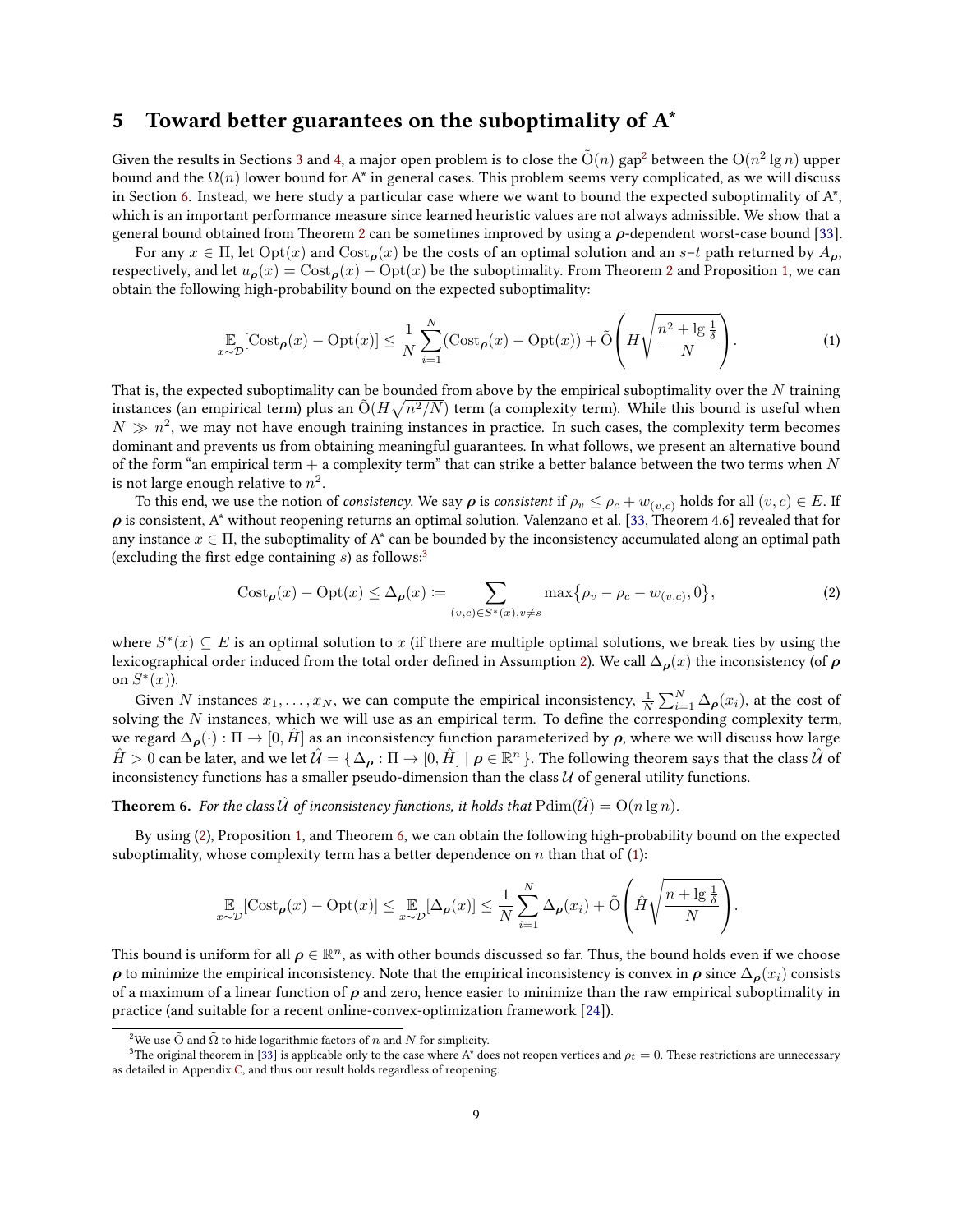# 5 Toward better guarantees on the suboptimality of A*

Given the results in Sections 3 and 4, a major open problem is to close the $\tilde{\mathrm{O}}(n)$ gap[2] between the $\mathrm{O}(n^2 \lg n)$ upper bound and the $\Omega(n)$ lower bound for A* in general cases. This problem seems very complicated, as we will discuss in Section 6. Instead, we here study a particular case where we want to bound the expected suboptimality of A*, which is an important performance measure since learned heuristic values are not always admissible. We show that a general bound obtained from Theorem 2 can be sometimes improved by using a $\boldsymbol{\rho}$-dependent worst-case bound [33].

For any $x \in \Pi$, let $\mathrm{Opt}(x)$ and $\mathrm{Cost}_{\boldsymbol{\rho}}(x)$ be the costs of an optimal solution and an $s$–$t$ path returned by $A_{\boldsymbol{\rho}}$, respectively, and let $u_{\boldsymbol{\rho}}(x) = \mathrm{Cost}_{\boldsymbol{\rho}}(x) - \mathrm{Opt}(x)$ be the suboptimality. From Theorem 2 and Proposition 1, we can obtain the following high-probability bound on the expected suboptimality:

$$\mathop{\mathbb{E}}_{x \sim \mathcal{D}}[\mathrm{Cost}_{\boldsymbol{\rho}}(x) - \mathrm{Opt}(x)] \leq \frac{1}{N}\sum_{i=1}^{N}(\mathrm{Cost}_{\boldsymbol{\rho}}(x) - \mathrm{Opt}(x)) + \tilde{\mathrm{O}}\left(H\sqrt{\frac{n^2 + \lg \frac{1}{\delta}}{N}}\right). \tag{1}$$

That is, the expected suboptimality can be bounded from above by the empirical suboptimality over the $N$ training instances (an empirical term) plus an $\tilde{\mathrm{O}}(H\sqrt{n^2/N})$ term (a complexity term). While this bound is useful when $N \gg n^2$, we may not have enough training instances in practice. In such cases, the complexity term becomes dominant and prevents us from obtaining meaningful guarantees. In what follows, we present an alternative bound of the form "an empirical term + a complexity term" that can strike a better balance between the two terms when $N$ is not large enough relative to $n^2$.

To this end, we use the notion of *consistency*. We say $\boldsymbol{\rho}$ is *consistent* if $\rho_v \leq \rho_c + w_{(v,c)}$ holds for all $(v, c) \in E$. If $\boldsymbol{\rho}$ is consistent, A* without reopening returns an optimal solution. Valenzano et al. [33, Theorem 4.6] revealed that for any instance $x \in \Pi$, the suboptimality of A* can be bounded by the inconsistency accumulated along an optimal path (excluding the first edge containing $s$) as follows:[3]

$$\mathrm{Cost}_{\boldsymbol{\rho}}(x) - \mathrm{Opt}(x) \leq \Delta_{\boldsymbol{\rho}}(x) := \sum_{(v,c) \in S^*(x), v \neq s} \max\{\rho_v - \rho_c - w_{(v,c)}, 0\}, \tag{2}$$

where $S^*(x) \subseteq E$ is an optimal solution to $x$ (if there are multiple optimal solutions, we break ties by using the lexicographical order induced from the total order defined in Assumption 2). We call $\Delta_{\boldsymbol{\rho}}(x)$ the inconsistency (of $\boldsymbol{\rho}$ on $S^*(x)$).

Given $N$ instances $x_1, \ldots, x_N$, we can compute the empirical inconsistency, $\frac{1}{N}\sum_{i=1}^{N}\Delta_{\boldsymbol{\rho}}(x_i)$, at the cost of solving the $N$ instances, which we will use as an empirical term. To define the corresponding complexity term, we regard $\Delta_{\boldsymbol{\rho}}(\cdot) : \Pi \to [0, \hat{H}]$ as an inconsistency function parameterized by $\boldsymbol{\rho}$, where we will discuss how large $\hat{H} > 0$ can be later, and we let $\hat{\mathcal{U}} = \{\Delta_{\boldsymbol{\rho}} : \Pi \to [0, \hat{H}] \mid \boldsymbol{\rho} \in \mathbb{R}^n\}$. The following theorem says that the class $\hat{\mathcal{U}}$ of inconsistency functions has a smaller pseudo-dimension than the class $\mathcal{U}$ of general utility functions.

**Theorem 6.** *For the class $\hat{\mathcal{U}}$ of inconsistency functions, it holds that $\mathrm{Pdim}(\hat{\mathcal{U}}) = \mathrm{O}(n \lg n)$.*

By using (2), Proposition 1, and Theorem 6, we can obtain the following high-probability bound on the expected suboptimality, whose complexity term has a better dependence on $n$ than that of (1):

$$\mathop{\mathbb{E}}_{x \sim \mathcal{D}}[\mathrm{Cost}_{\boldsymbol{\rho}}(x) - \mathrm{Opt}(x)] \leq \mathop{\mathbb{E}}_{x \sim \mathcal{D}}[\Delta_{\boldsymbol{\rho}}(x)] \leq \frac{1}{N}\sum_{i=1}^{N}\Delta_{\boldsymbol{\rho}}(x_i) + \tilde{\mathrm{O}}\left(\hat{H}\sqrt{\frac{n + \lg \frac{1}{\delta}}{N}}\right).$$

This bound is uniform for all $\boldsymbol{\rho} \in \mathbb{R}^n$, as with other bounds discussed so far. Thus, the bound holds even if we choose $\boldsymbol{\rho}$ to minimize the empirical inconsistency. Note that the empirical inconsistency is convex in $\boldsymbol{\rho}$ since $\Delta_{\boldsymbol{\rho}}(x_i)$ consists of a maximum of a linear function of $\boldsymbol{\rho}$ and zero, hence easier to minimize than the raw empirical suboptimality in practice (and suitable for a recent online-convex-optimization framework [24]).

[2] We use $\tilde{\mathrm{O}}$ and $\tilde{\Omega}$ to hide logarithmic factors of $n$ and $N$ for simplicity.

[3] The original theorem in [33] is applicable only to the case where A* does not reopen vertices and $\rho_t = 0$. These restrictions are unnecessary as detailed in Appendix C, and thus our result holds regardless of reopening.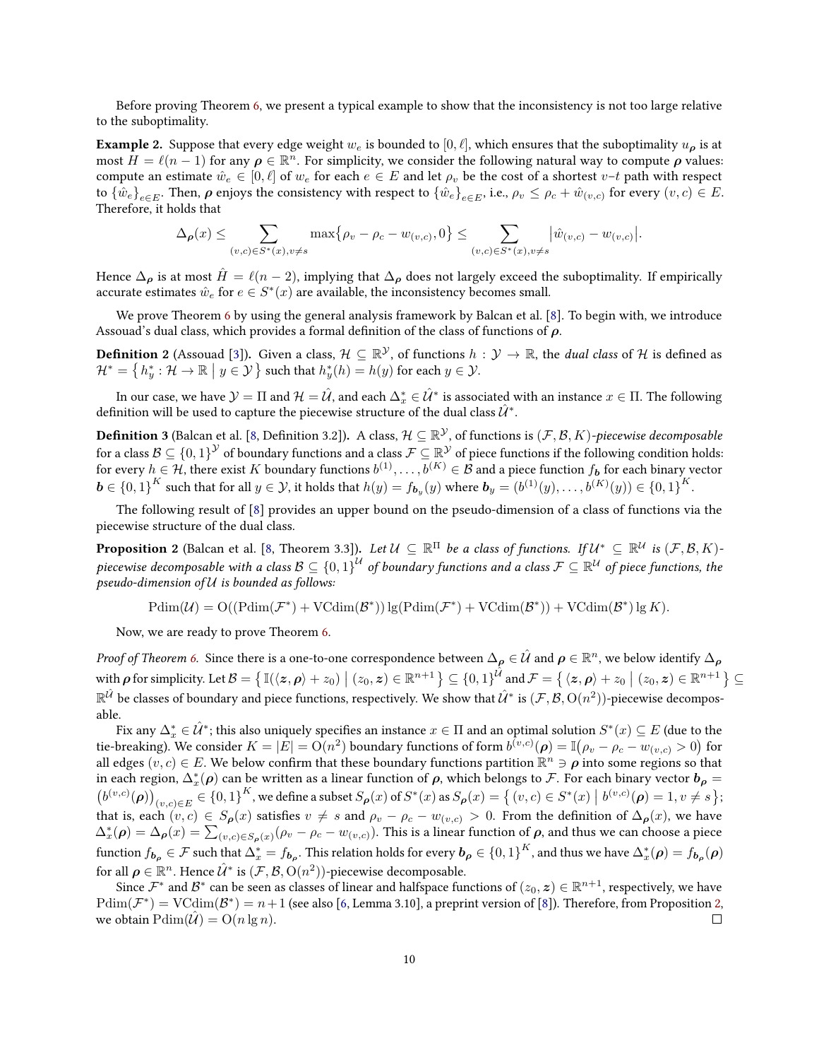Before proving Theorem 6, we present a typical example to show that the inconsistency is not too large relative to the suboptimality.

**Example 2.** Suppose that every edge weight $w_e$ is bounded to $[0, \ell]$, which ensures that the suboptimality $u_{\boldsymbol{\rho}}$ is at most $H = \ell(n-1)$ for any $\boldsymbol{\rho} \in \mathbb{R}^n$. For simplicity, we consider the following natural way to compute $\boldsymbol{\rho}$ values: compute an estimate $\hat{w}_e \in [0, \ell]$ of $w_e$ for each $e \in E$ and let $\rho_v$ be the cost of a shortest $v$–$t$ path with respect to $\{\hat{w}_e\}_{e \in E}$. Then, $\boldsymbol{\rho}$ enjoys the consistency with respect to $\{\hat{w}_e\}_{e \in E}$, i.e., $\rho_v \le \rho_c + \hat{w}_{(v,c)}$ for every $(v, c) \in E$. Therefore, it holds that

$$\Delta_{\boldsymbol{\rho}}(x) \le \sum_{(v,c) \in S^*(x), v \neq s} \max\{\rho_v - \rho_c - w_{(v,c)}, 0\} \le \sum_{(v,c) \in S^*(x), v \neq s} |\hat{w}_{(v,c)} - w_{(v,c)}|.$$

Hence $\Delta_{\boldsymbol{\rho}}$ is at most $\hat{H} = \ell(n-2)$, implying that $\Delta_{\boldsymbol{\rho}}$ does not largely exceed the suboptimality. If empirically accurate estimates $\hat{w}_e$ for $e \in S^*(x)$ are available, the inconsistency becomes small.

We prove Theorem 6 by using the general analysis framework by Balcan et al. [8]. To begin with, we introduce Assouad's dual class, which provides a formal definition of the class of functions of $\boldsymbol{\rho}$.

**Definition 2** (Assouad [3])**.** Given a class, $\mathcal{H} \subseteq \mathbb{R}^{\mathcal{Y}}$, of functions $h : \mathcal{Y} \to \mathbb{R}$, the *dual class* of $\mathcal{H}$ is defined as $\mathcal{H}^* = \{ h_y^* : \mathcal{H} \to \mathbb{R} \mid y \in \mathcal{Y} \}$ such that $h_y^*(h) = h(y)$ for each $y \in \mathcal{Y}$.

In our case, we have $\mathcal{Y} = \Pi$ and $\mathcal{H} = \hat{\mathcal{U}}$, and each $\Delta_x^* \in \hat{\mathcal{U}}^*$ is associated with an instance $x \in \Pi$. The following definition will be used to capture the piecewise structure of the dual class $\hat{\mathcal{U}}^*$.

**Definition 3** (Balcan et al. [8, Definition 3.2])**.** A class, $\mathcal{H} \subseteq \mathbb{R}^{\mathcal{Y}}$, of functions is $(\mathcal{F}, \mathcal{B}, K)$-*piecewise decomposable* for a class $\mathcal{B} \subseteq \{0,1\}^{\mathcal{Y}}$ of boundary functions and a class $\mathcal{F} \subseteq \mathbb{R}^{\mathcal{Y}}$ of piece functions if the following condition holds: for every $h \in \mathcal{H}$, there exist $K$ boundary functions $b^{(1)}, \dots, b^{(K)} \in \mathcal{B}$ and a piece function $f_{\boldsymbol{b}}$ for each binary vector $\boldsymbol{b} \in \{0,1\}^K$ such that for all $y \in \mathcal{Y}$, it holds that $h(y) = f_{\boldsymbol{b}_y}(y)$ where $\boldsymbol{b}_y = (b^{(1)}(y), \dots, b^{(K)}(y)) \in \{0,1\}^K$.

The following result of [8] provides an upper bound on the pseudo-dimension of a class of functions via the piecewise structure of the dual class.

**Proposition 2** (Balcan et al. [8, Theorem 3.3])**.** *Let $\mathcal{U} \subseteq \mathbb{R}^{\Pi}$ be a class of functions. If $\mathcal{U}^* \subseteq \mathbb{R}^{\mathcal{U}}$ is $(\mathcal{F}, \mathcal{B}, K)$-piecewise decomposable with a class $\mathcal{B} \subseteq \{0,1\}^{\mathcal{U}}$ of boundary functions and a class $\mathcal{F} \subseteq \mathbb{R}^{\mathcal{U}}$ of piece functions, the pseudo-dimension of $\mathcal{U}$ is bounded as follows:*

$$\mathrm{Pdim}(\mathcal{U}) = \mathrm{O}((\mathrm{Pdim}(\mathcal{F}^*) + \mathrm{VCdim}(\mathcal{B}^*)) \lg(\mathrm{Pdim}(\mathcal{F}^*) + \mathrm{VCdim}(\mathcal{B}^*)) + \mathrm{VCdim}(\mathcal{B}^*) \lg K).$$

Now, we are ready to prove Theorem 6.

*Proof of Theorem 6.* Since there is a one-to-one correspondence between $\Delta_{\boldsymbol{\rho}} \in \hat{\mathcal{U}}$ and $\boldsymbol{\rho} \in \mathbb{R}^n$, we below identify $\Delta_{\boldsymbol{\rho}}$ with $\boldsymbol{\rho}$ for simplicity. Let $\mathcal{B} = \{ \mathbb{I}(\langle \boldsymbol{z}, \boldsymbol{\rho} \rangle + z_0) \mid (z_0, \boldsymbol{z}) \in \mathbb{R}^{n+1} \} \subseteq \{0,1\}^{\hat{\mathcal{U}}}$ and $\mathcal{F} = \{ \langle \boldsymbol{z}, \boldsymbol{\rho} \rangle + z_0 \mid (z_0, \boldsymbol{z}) \in \mathbb{R}^{n+1} \} \subseteq \mathbb{R}^{\hat{\mathcal{U}}}$ be classes of boundary and piece functions, respectively. We show that $\hat{\mathcal{U}}^*$ is $(\mathcal{F}, \mathcal{B}, \mathrm{O}(n^2))$-piecewise decomposable.

Fix any $\Delta_x^* \in \hat{\mathcal{U}}^*$; this also uniquely specifies an instance $x \in \Pi$ and an optimal solution $S^*(x) \subseteq E$ (due to the tie-breaking). We consider $K = |E| = \mathrm{O}(n^2)$ boundary functions of form $b^{(v,c)}(\boldsymbol{\rho}) = \mathbb{I}(\rho_v - \rho_c - w_{(v,c)} > 0)$ for all edges $(v, c) \in E$. We below confirm that these boundary functions partition $\mathbb{R}^n \ni \boldsymbol{\rho}$ into some regions so that in each region, $\Delta_x^*(\boldsymbol{\rho})$ can be written as a linear function of $\boldsymbol{\rho}$, which belongs to $\mathcal{F}$. For each binary vector $\boldsymbol{b}_{\boldsymbol{\rho}} = (b^{(v,c)}(\boldsymbol{\rho}))_{(v,c) \in E} \in \{0,1\}^K$, we define a subset $S_{\boldsymbol{\rho}}(x)$ of $S^*(x)$ as $S_{\boldsymbol{\rho}}(x) = \{ (v, c) \in S^*(x) \mid b^{(v,c)}(\boldsymbol{\rho}) = 1, v \neq s \}$; that is, each $(v, c) \in S_{\boldsymbol{\rho}}(x)$ satisfies $v \neq s$ and $\rho_v - \rho_c - w_{(v,c)} > 0$. From the definition of $\Delta_{\boldsymbol{\rho}}(x)$, we have $\Delta_x^*(\boldsymbol{\rho}) = \Delta_{\boldsymbol{\rho}}(x) = \sum_{(v,c) \in S_{\boldsymbol{\rho}}(x)} (\rho_v - \rho_c - w_{(v,c)})$. This is a linear function of $\boldsymbol{\rho}$, and thus we can choose a piece function $f_{\boldsymbol{b}_{\boldsymbol{\rho}}} \in \mathcal{F}$ such that $\Delta_x^* = f_{\boldsymbol{b}_{\boldsymbol{\rho}}}$. This relation holds for every $\boldsymbol{b}_{\boldsymbol{\rho}} \in \{0,1\}^K$, and thus we have $\Delta_x^*(\boldsymbol{\rho}) = f_{\boldsymbol{b}_{\boldsymbol{\rho}}}(\boldsymbol{\rho})$ for all $\boldsymbol{\rho} \in \mathbb{R}^n$. Hence $\hat{\mathcal{U}}^*$ is $(\mathcal{F}, \mathcal{B}, \mathrm{O}(n^2))$-piecewise decomposable.

Since $\mathcal{F}^*$ and $\mathcal{B}^*$ can be seen as classes of linear and halfspace functions of $(z_0, \boldsymbol{z}) \in \mathbb{R}^{n+1}$, respectively, we have $\mathrm{Pdim}(\mathcal{F}^*) = \mathrm{VCdim}(\mathcal{B}^*) = n + 1$ (see also [6, Lemma 3.10], a preprint version of [8]). Therefore, from Proposition 2, we obtain $\mathrm{Pdim}(\hat{\mathcal{U}}) = \mathrm{O}(n \lg n)$. $\square$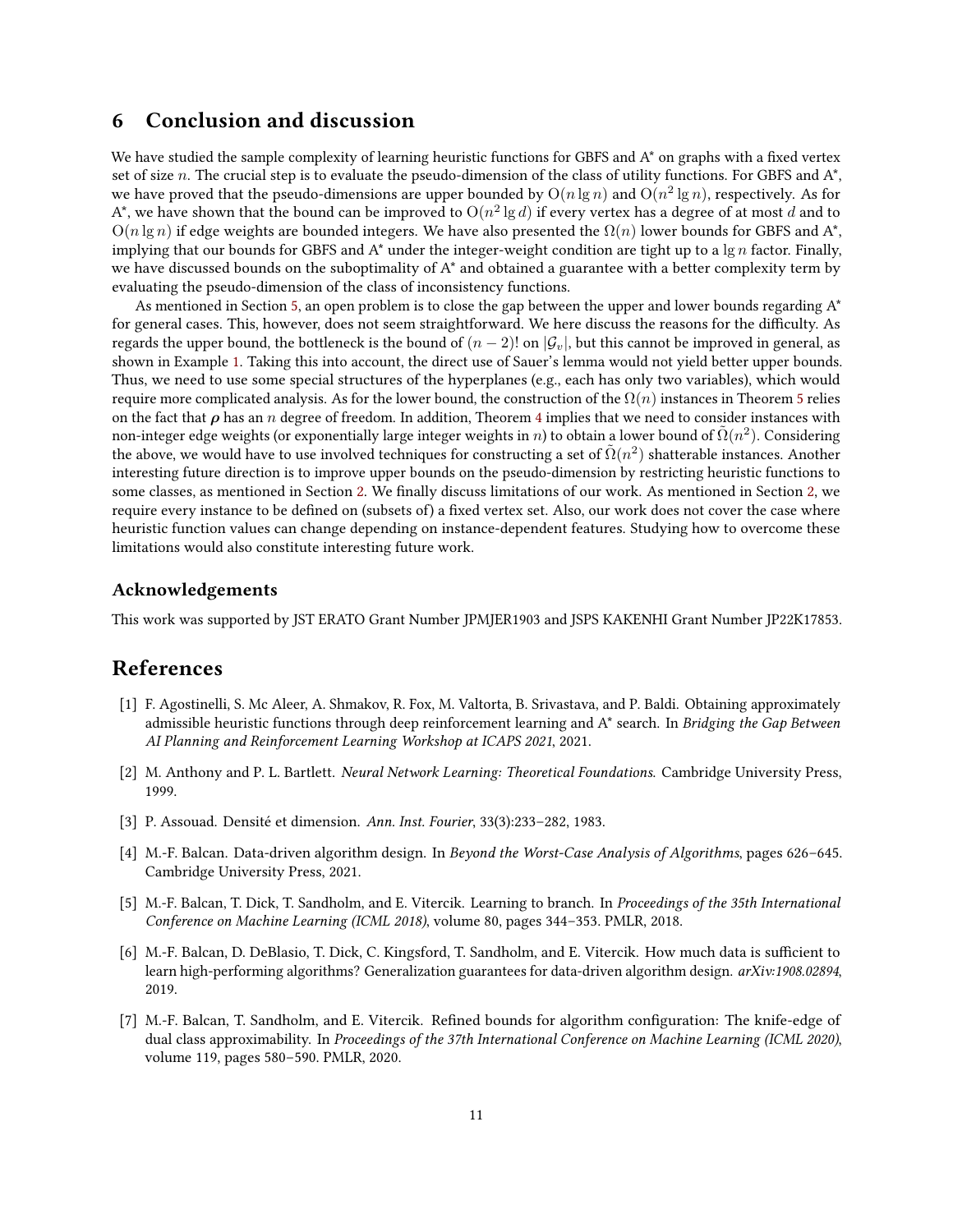## 6 Conclusion and discussion

We have studied the sample complexity of learning heuristic functions for GBFS and A* on graphs with a fixed vertex set of size $n$. The crucial step is to evaluate the pseudo-dimension of the class of utility functions. For GBFS and A*, we have proved that the pseudo-dimensions are upper bounded by $\mathrm{O}(n \lg n)$ and $\mathrm{O}(n^2 \lg n)$, respectively. As for A*, we have shown that the bound can be improved to $\mathrm{O}(n^2 \lg d)$ if every vertex has a degree of at most $d$ and to $\mathrm{O}(n \lg n)$ if edge weights are bounded integers. We have also presented the $\Omega(n)$ lower bounds for GBFS and A*, implying that our bounds for GBFS and A* under the integer-weight condition are tight up to a $\lg n$ factor. Finally, we have discussed bounds on the suboptimality of A* and obtained a guarantee with a better complexity term by evaluating the pseudo-dimension of the class of inconsistency functions.

As mentioned in Section 5, an open problem is to close the gap between the upper and lower bounds regarding A* for general cases. This, however, does not seem straightforward. We here discuss the reasons for the difficulty. As regards the upper bound, the bottleneck is the bound of $(n-2)!$ on $|\mathcal{G}_v|$, but this cannot be improved in general, as shown in Example 1. Taking this into account, the direct use of Sauer's lemma would not yield better upper bounds. Thus, we need to use some special structures of the hyperplanes (e.g., each has only two variables), which would require more complicated analysis. As for the lower bound, the construction of the $\Omega(n)$ instances in Theorem 5 relies on the fact that $\boldsymbol{\rho}$ has an $n$ degree of freedom. In addition, Theorem 4 implies that we need to consider instances with non-integer edge weights (or exponentially large integer weights in $n$) to obtain a lower bound of $\tilde{\Omega}(n^2)$. Considering the above, we would have to use involved techniques for constructing a set of $\tilde{\Omega}(n^2)$ shatterable instances. Another interesting future direction is to improve upper bounds on the pseudo-dimension by restricting heuristic functions to some classes, as mentioned in Section 2. We finally discuss limitations of our work. As mentioned in Section 2, we require every instance to be defined on (subsets of) a fixed vertex set. Also, our work does not cover the case where heuristic function values can change depending on instance-dependent features. Studying how to overcome these limitations would also constitute interesting future work.

### Acknowledgements

This work was supported by JST ERATO Grant Number JPMJER1903 and JSPS KAKENHI Grant Number JP22K17853.

## References

[1] F. Agostinelli, S. Mc Aleer, A. Shmakov, R. Fox, M. Valtorta, B. Srivastava, and P. Baldi. Obtaining approximately admissible heuristic functions through deep reinforcement learning and A* search. In *Bridging the Gap Between AI Planning and Reinforcement Learning Workshop at ICAPS 2021*, 2021.

[2] M. Anthony and P. L. Bartlett. *Neural Network Learning: Theoretical Foundations.* Cambridge University Press, 1999.

[3] P. Assouad. Densité et dimension. *Ann. Inst. Fourier*, 33(3):233–282, 1983.

[4] M.-F. Balcan. Data-driven algorithm design. In *Beyond the Worst-Case Analysis of Algorithms*, pages 626–645. Cambridge University Press, 2021.

[5] M.-F. Balcan, T. Dick, T. Sandholm, and E. Vitercik. Learning to branch. In *Proceedings of the 35th International Conference on Machine Learning (ICML 2018)*, volume 80, pages 344–353. PMLR, 2018.

[6] M.-F. Balcan, D. DeBlasio, T. Dick, C. Kingsford, T. Sandholm, and E. Vitercik. How much data is sufficient to learn high-performing algorithms? Generalization guarantees for data-driven algorithm design. *arXiv:1908.02894*, 2019.

[7] M.-F. Balcan, T. Sandholm, and E. Vitercik. Refined bounds for algorithm configuration: The knife-edge of dual class approximability. In *Proceedings of the 37th International Conference on Machine Learning (ICML 2020)*, volume 119, pages 580–590. PMLR, 2020.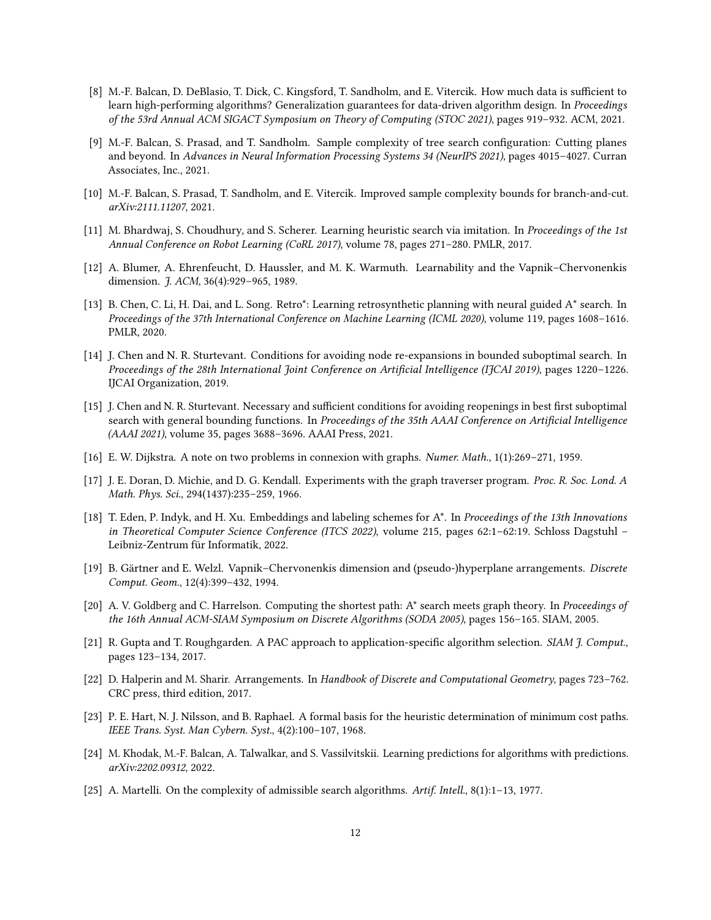[8] M.-F. Balcan, D. DeBlasio, T. Dick, C. Kingsford, T. Sandholm, and E. Vitercik. How much data is sufficient to learn high-performing algorithms? Generalization guarantees for data-driven algorithm design. In *Proceedings of the 53rd Annual ACM SIGACT Symposium on Theory of Computing (STOC 2021)*, pages 919–932. ACM, 2021.

[9] M.-F. Balcan, S. Prasad, and T. Sandholm. Sample complexity of tree search configuration: Cutting planes and beyond. In *Advances in Neural Information Processing Systems 34 (NeurIPS 2021)*, pages 4015–4027. Curran Associates, Inc., 2021.

[10] M.-F. Balcan, S. Prasad, T. Sandholm, and E. Vitercik. Improved sample complexity bounds for branch-and-cut. *arXiv:2111.11207*, 2021.

[11] M. Bhardwaj, S. Choudhury, and S. Scherer. Learning heuristic search via imitation. In *Proceedings of the 1st Annual Conference on Robot Learning (CoRL 2017)*, volume 78, pages 271–280. PMLR, 2017.

[12] A. Blumer, A. Ehrenfeucht, D. Haussler, and M. K. Warmuth. Learnability and the Vapnik–Chervonenkis dimension. *J. ACM*, 36(4):929–965, 1989.

[13] B. Chen, C. Li, H. Dai, and L. Song. Retro*: Learning retrosynthetic planning with neural guided A* search. In *Proceedings of the 37th International Conference on Machine Learning (ICML 2020)*, volume 119, pages 1608–1616. PMLR, 2020.

[14] J. Chen and N. R. Sturtevant. Conditions for avoiding node re-expansions in bounded suboptimal search. In *Proceedings of the 28th International Joint Conference on Artificial Intelligence (IJCAI 2019)*, pages 1220–1226. IJCAI Organization, 2019.

[15] J. Chen and N. R. Sturtevant. Necessary and sufficient conditions for avoiding reopenings in best first suboptimal search with general bounding functions. In *Proceedings of the 35th AAAI Conference on Artificial Intelligence (AAAI 2021)*, volume 35, pages 3688–3696. AAAI Press, 2021.

[16] E. W. Dijkstra. A note on two problems in connexion with graphs. *Numer. Math.*, 1(1):269–271, 1959.

[17] J. E. Doran, D. Michie, and D. G. Kendall. Experiments with the graph traverser program. *Proc. R. Soc. Lond. A Math. Phys. Sci.*, 294(1437):235–259, 1966.

[18] T. Eden, P. Indyk, and H. Xu. Embeddings and labeling schemes for A*. In *Proceedings of the 13th Innovations in Theoretical Computer Science Conference (ITCS 2022)*, volume 215, pages 62:1–62:19. Schloss Dagstuhl – Leibniz-Zentrum für Informatik, 2022.

[19] B. Gärtner and E. Welzl. Vapnik–Chervonenkis dimension and (pseudo-)hyperplane arrangements. *Discrete Comput. Geom.*, 12(4):399–432, 1994.

[20] A. V. Goldberg and C. Harrelson. Computing the shortest path: A* search meets graph theory. In *Proceedings of the 16th Annual ACM-SIAM Symposium on Discrete Algorithms (SODA 2005)*, pages 156–165. SIAM, 2005.

[21] R. Gupta and T. Roughgarden. A PAC approach to application-specific algorithm selection. *SIAM J. Comput.*, pages 123–134, 2017.

[22] D. Halperin and M. Sharir. Arrangements. In *Handbook of Discrete and Computational Geometry*, pages 723–762. CRC press, third edition, 2017.

[23] P. E. Hart, N. J. Nilsson, and B. Raphael. A formal basis for the heuristic determination of minimum cost paths. *IEEE Trans. Syst. Man Cybern. Syst.*, 4(2):100–107, 1968.

[24] M. Khodak, M.-F. Balcan, A. Talwalkar, and S. Vassilvitskii. Learning predictions for algorithms with predictions. *arXiv:2202.09312*, 2022.

[25] A. Martelli. On the complexity of admissible search algorithms. *Artif. Intell.*, 8(1):1–13, 1977.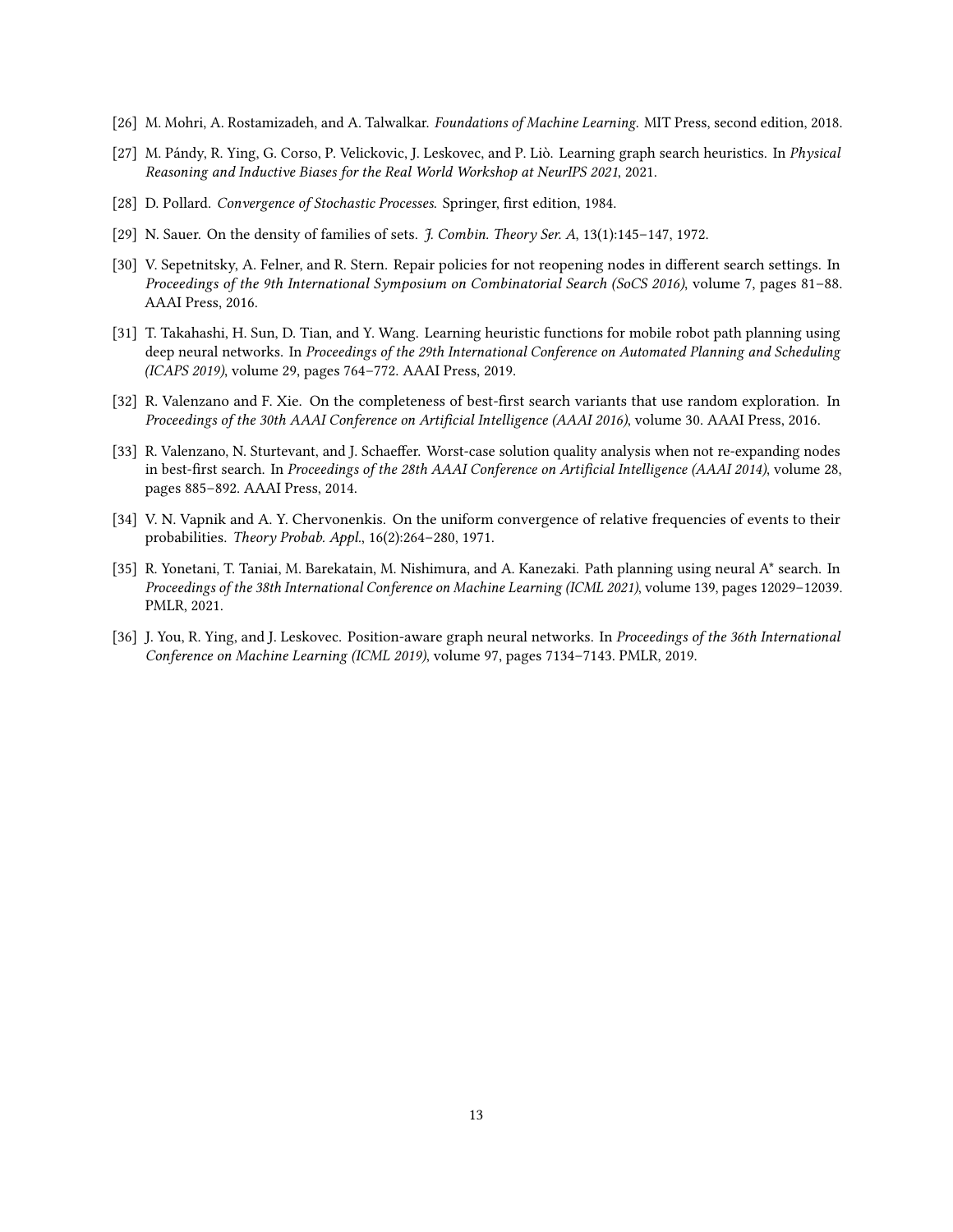[26] M. Mohri, A. Rostamizadeh, and A. Talwalkar. *Foundations of Machine Learning*. MIT Press, second edition, 2018.

[27] M. Pándy, R. Ying, G. Corso, P. Velickovic, J. Leskovec, and P. Liò. Learning graph search heuristics. In *Physical Reasoning and Inductive Biases for the Real World Workshop at NeurIPS 2021*, 2021.

[28] D. Pollard. *Convergence of Stochastic Processes*. Springer, first edition, 1984.

[29] N. Sauer. On the density of families of sets. *J. Combin. Theory Ser. A*, 13(1):145–147, 1972.

[30] V. Sepetnitsky, A. Felner, and R. Stern. Repair policies for not reopening nodes in different search settings. In *Proceedings of the 9th International Symposium on Combinatorial Search (SoCS 2016)*, volume 7, pages 81–88. AAAI Press, 2016.

[31] T. Takahashi, H. Sun, D. Tian, and Y. Wang. Learning heuristic functions for mobile robot path planning using deep neural networks. In *Proceedings of the 29th International Conference on Automated Planning and Scheduling (ICAPS 2019)*, volume 29, pages 764–772. AAAI Press, 2019.

[32] R. Valenzano and F. Xie. On the completeness of best-first search variants that use random exploration. In *Proceedings of the 30th AAAI Conference on Artificial Intelligence (AAAI 2016)*, volume 30. AAAI Press, 2016.

[33] R. Valenzano, N. Sturtevant, and J. Schaeffer. Worst-case solution quality analysis when not re-expanding nodes in best-first search. In *Proceedings of the 28th AAAI Conference on Artificial Intelligence (AAAI 2014)*, volume 28, pages 885–892. AAAI Press, 2014.

[34] V. N. Vapnik and A. Y. Chervonenkis. On the uniform convergence of relative frequencies of events to their probabilities. *Theory Probab. Appl.*, 16(2):264–280, 1971.

[35] R. Yonetani, T. Taniai, M. Barekatain, M. Nishimura, and A. Kanezaki. Path planning using neural A* search. In *Proceedings of the 38th International Conference on Machine Learning (ICML 2021)*, volume 139, pages 12029–12039. PMLR, 2021.

[36] J. You, R. Ying, and J. Leskovec. Position-aware graph neural networks. In *Proceedings of the 36th International Conference on Machine Learning (ICML 2019)*, volume 97, pages 7134–7143. PMLR, 2019.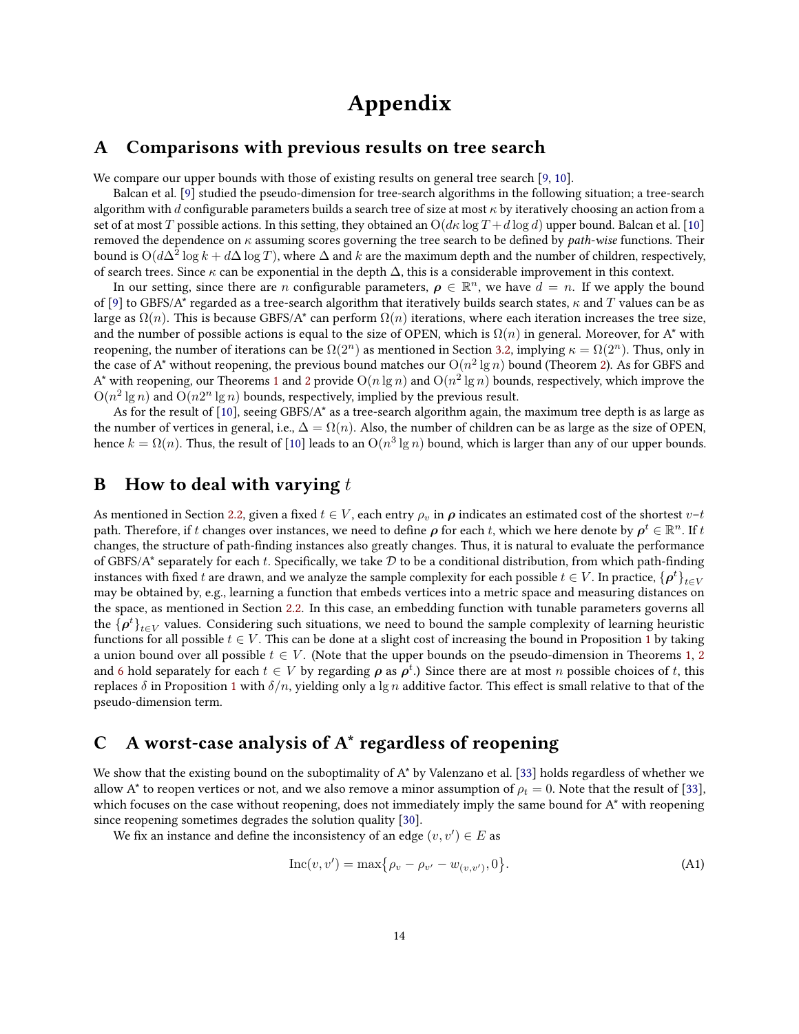# Appendix

## A Comparisons with previous results on tree search

We compare our upper bounds with those of existing results on general tree search [9, 10].

Balcan et al. [9] studied the pseudo-dimension for tree-search algorithms in the following situation; a tree-search algorithm with $d$ configurable parameters builds a search tree of size at most $\kappa$ by iteratively choosing an action from a set of at most $T$ possible actions. In this setting, they obtained an $\mathrm{O}(d\kappa \log T + d \log d)$ upper bound. Balcan et al. [10] removed the dependence on $\kappa$ assuming scores governing the tree search to be defined by *path-wise* functions. Their bound is $\mathrm{O}(d\Delta^2 \log k + d\Delta \log T)$, where $\Delta$ and $k$ are the maximum depth and the number of children, respectively, of search trees. Since $\kappa$ can be exponential in the depth $\Delta$, this is a considerable improvement in this context.

In our setting, since there are $n$ configurable parameters, $\boldsymbol{\rho} \in \mathbb{R}^n$, we have $d = n$. If we apply the bound of [9] to GBFS/A* regarded as a tree-search algorithm that iteratively builds search states, $\kappa$ and $T$ values can be as large as $\Omega(n)$. This is because GBFS/A* can perform $\Omega(n)$ iterations, where each iteration increases the tree size, and the number of possible actions is equal to the size of OPEN, which is $\Omega(n)$ in general. Moreover, for A* with reopening, the number of iterations can be $\Omega(2^n)$ as mentioned in Section 3.2, implying $\kappa = \Omega(2^n)$. Thus, only in the case of A* without reopening, the previous bound matches our $\mathrm{O}(n^2 \lg n)$ bound (Theorem 2). As for GBFS and A* with reopening, our Theorems 1 and 2 provide $\mathrm{O}(n \lg n)$ and $\mathrm{O}(n^2 \lg n)$ bounds, respectively, which improve the $\mathrm{O}(n^2 \lg n)$ and $\mathrm{O}(n 2^n \lg n)$ bounds, respectively, implied by the previous result.

As for the result of [10], seeing GBFS/A* as a tree-search algorithm again, the maximum tree depth is as large as the number of vertices in general, i.e., $\Delta = \Omega(n)$. Also, the number of children can be as large as the size of OPEN, hence $k = \Omega(n)$. Thus, the result of [10] leads to an $\mathrm{O}(n^3 \lg n)$ bound, which is larger than any of our upper bounds.

## B How to deal with varying $t$

As mentioned in Section 2.2, given a fixed $t \in V$, each entry $\rho_v$ in $\boldsymbol{\rho}$ indicates an estimated cost of the shortest $v$–$t$ path. Therefore, if $t$ changes over instances, we need to define $\boldsymbol{\rho}$ for each $t$, which we here denote by $\boldsymbol{\rho}^t \in \mathbb{R}^n$. If $t$ changes, the structure of path-finding instances also greatly changes. Thus, it is natural to evaluate the performance of GBFS/A* separately for each $t$. Specifically, we take $\mathcal{D}$ to be a conditional distribution, from which path-finding instances with fixed $t$ are drawn, and we analyze the sample complexity for each possible $t \in V$. In practice, $\{\boldsymbol{\rho}^t\}_{t\in V}$ may be obtained by, e.g., learning a function that embeds vertices into a metric space and measuring distances on the space, as mentioned in Section 2.2. In this case, an embedding function with tunable parameters governs all the $\{\boldsymbol{\rho}^t\}_{t\in V}$ values. Considering such situations, we need to bound the sample complexity of learning heuristic functions for all possible $t \in V$. This can be done at a slight cost of increasing the bound in Proposition 1 by taking a union bound over all possible $t \in V$. (Note that the upper bounds on the pseudo-dimension in Theorems 1, 2 and 6 hold separately for each $t \in V$ by regarding $\boldsymbol{\rho}$ as $\boldsymbol{\rho}^t$.) Since there are at most $n$ possible choices of $t$, this replaces $\delta$ in Proposition 1 with $\delta/n$, yielding only a $\lg n$ additive factor. This effect is small relative to that of the pseudo-dimension term.

## C A worst-case analysis of A* regardless of reopening

We show that the existing bound on the suboptimality of A* by Valenzano et al. [33] holds regardless of whether we allow A* to reopen vertices or not, and we also remove a minor assumption of $\rho_t = 0$. Note that the result of [33], which focuses on the case without reopening, does not immediately imply the same bound for A* with reopening since reopening sometimes degrades the solution quality [30].

We fix an instance and define the inconsistency of an edge $(v, v') \in E$ as

$$\mathrm{Inc}(v, v') = \max\{\rho_v - \rho_{v'} - w_{(v,v')}, 0\}. \tag{A1}$$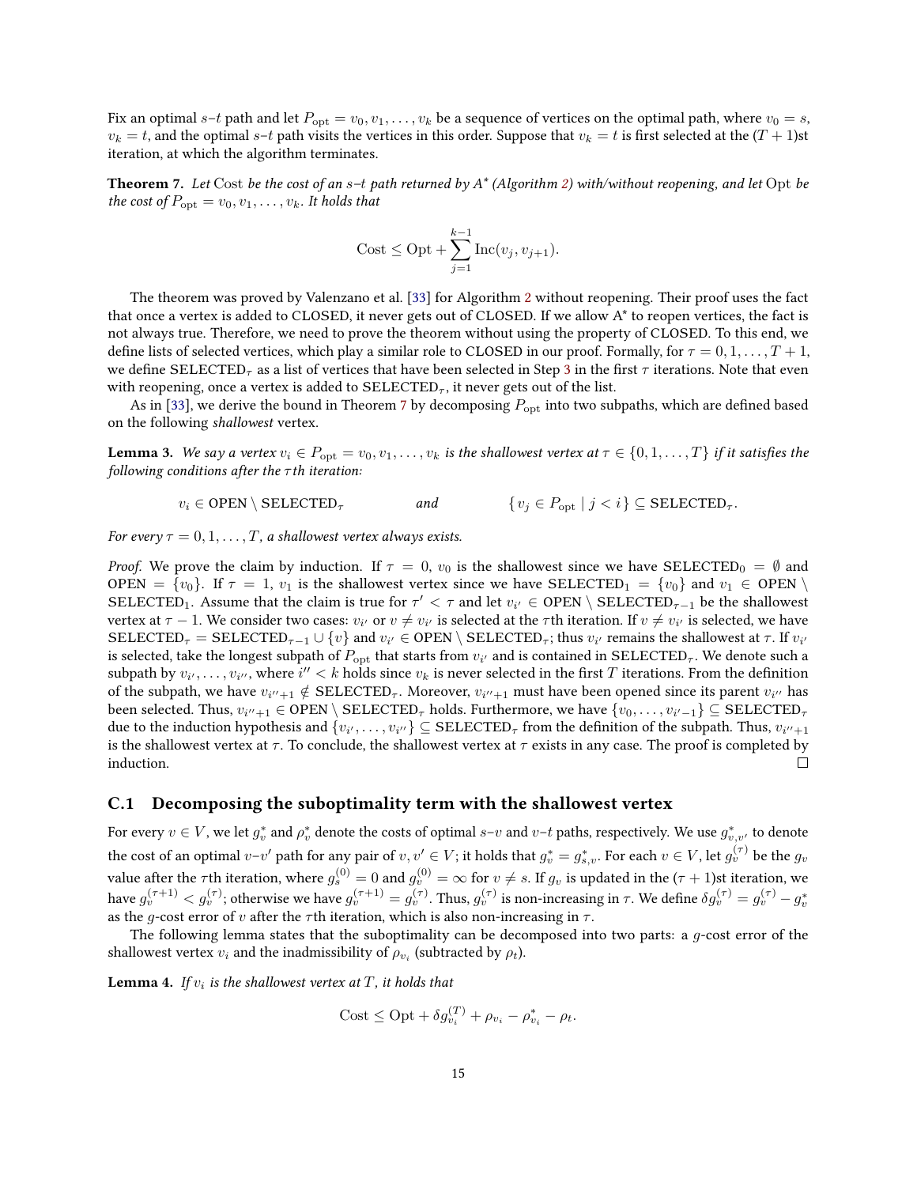Fix an optimal $s$–$t$ path and let $P_{\mathrm{opt}} = v_0, v_1, \ldots, v_k$ be a sequence of vertices on the optimal path, where $v_0 = s$, $v_k = t$, and the optimal $s$–$t$ path visits the vertices in this order. Suppose that $v_k = t$ is first selected at the $(T+1)$st iteration, at which the algorithm terminates.

**Theorem 7.** *Let* $\mathrm{Cost}$ *be the cost of an $s$–$t$ path returned by A\* (Algorithm 2) with/without reopening, and let* $\mathrm{Opt}$ *be the cost of* $P_{\mathrm{opt}} = v_0, v_1, \ldots, v_k$*. It holds that*

$$\mathrm{Cost} \leq \mathrm{Opt} + \sum_{j=1}^{k-1} \mathrm{Inc}(v_j, v_{j+1}).$$

The theorem was proved by Valenzano et al. [33] for Algorithm 2 without reopening. Their proof uses the fact that once a vertex is added to CLOSED, it never gets out of CLOSED. If we allow A\* to reopen vertices, the fact is not always true. Therefore, we need to prove the theorem without using the property of CLOSED. To this end, we define lists of selected vertices, which play a similar role to CLOSED in our proof. Formally, for $\tau = 0, 1, \ldots, T+1$, we define $\mathrm{SELECTED}_\tau$ as a list of vertices that have been selected in Step 3 in the first $\tau$ iterations. Note that even with reopening, once a vertex is added to $\mathrm{SELECTED}_\tau$, it never gets out of the list.

As in [33], we derive the bound in Theorem 7 by decomposing $P_{\mathrm{opt}}$ into two subpaths, which are defined based on the following *shallowest* vertex.

**Lemma 3.** *We say a vertex* $v_i \in P_{\mathrm{opt}} = v_0, v_1, \ldots, v_k$ *is the shallowest vertex at* $\tau \in \{0, 1, \ldots, T\}$ *if it satisfies the following conditions after the* $\tau$*th iteration:*

$$v_i \in \mathrm{OPEN} \setminus \mathrm{SELECTED}_\tau \qquad \textit{and} \qquad \{\, v_j \in P_{\mathrm{opt}} \mid j < i \,\} \subseteq \mathrm{SELECTED}_\tau.$$

*For every* $\tau = 0, 1, \ldots, T$*, a shallowest vertex always exists.*

*Proof.* We prove the claim by induction. If $\tau = 0$, $v_0$ is the shallowest since we have $\mathrm{SELECTED}_0 = \emptyset$ and $\mathrm{OPEN} = \{v_0\}$. If $\tau = 1$, $v_1$ is the shallowest vertex since we have $\mathrm{SELECTED}_1 = \{v_0\}$ and $v_1 \in \mathrm{OPEN} \setminus \mathrm{SELECTED}_1$. Assume that the claim is true for $\tau' < \tau$ and let $v_{i'} \in \mathrm{OPEN} \setminus \mathrm{SELECTED}_{\tau-1}$ be the shallowest vertex at $\tau - 1$. We consider two cases: $v_{i'}$ or $v \neq v_{i'}$ is selected at the $\tau$th iteration. If $v \neq v_{i'}$ is selected, we have $\mathrm{SELECTED}_\tau = \mathrm{SELECTED}_{\tau-1} \cup \{v\}$ and $v_{i'} \in \mathrm{OPEN} \setminus \mathrm{SELECTED}_\tau$; thus $v_{i'}$ remains the shallowest at $\tau$. If $v_{i'}$ is selected, take the longest subpath of $P_{\mathrm{opt}}$ that starts from $v_{i'}$ and is contained in $\mathrm{SELECTED}_\tau$. We denote such a subpath by $v_{i'}, \ldots, v_{i''}$, where $i'' < k$ holds since $v_k$ is never selected in the first $T$ iterations. From the definition of the subpath, we have $v_{i''+1} \notin \mathrm{SELECTED}_\tau$. Moreover, $v_{i''+1}$ must have been opened since its parent $v_{i''}$ has been selected. Thus, $v_{i''+1} \in \mathrm{OPEN} \setminus \mathrm{SELECTED}_\tau$ holds. Furthermore, we have $\{v_0, \ldots, v_{i'-1}\} \subseteq \mathrm{SELECTED}_\tau$ due to the induction hypothesis and $\{v_{i'}, \ldots, v_{i''}\} \subseteq \mathrm{SELECTED}_\tau$ from the definition of the subpath. Thus, $v_{i''+1}$ is the shallowest vertex at $\tau$. To conclude, the shallowest vertex at $\tau$ exists in any case. The proof is completed by induction. $\square$

## C.1 Decomposing the suboptimality term with the shallowest vertex

For every $v \in V$, we let $g^*_v$ and $\rho^*_v$ denote the costs of optimal $s$–$v$ and $v$–$t$ paths, respectively. We use $g^*_{v,v'}$ to denote the cost of an optimal $v$–$v'$ path for any pair of $v, v' \in V$; it holds that $g^*_v = g^*_{s,v}$. For each $v \in V$, let $g^{(\tau)}_v$ be the $g_v$ value after the $\tau$th iteration, where $g^{(0)}_s = 0$ and $g^{(0)}_v = \infty$ for $v \neq s$. If $g_v$ is updated in the $(\tau+1)$st iteration, we have $g^{(\tau+1)}_v < g^{(\tau)}_v$; otherwise we have $g^{(\tau+1)}_v = g^{(\tau)}_v$. Thus, $g^{(\tau)}_v$ is non-increasing in $\tau$. We define $\delta g^{(\tau)}_v = g^{(\tau)}_v - g^*_v$ as the $g$-cost error of $v$ after the $\tau$th iteration, which is also non-increasing in $\tau$.

The following lemma states that the suboptimality can be decomposed into two parts: a $g$-cost error of the shallowest vertex $v_i$ and the inadmissibility of $\rho_{v_i}$ (subtracted by $\rho_t$).

**Lemma 4.** *If* $v_i$ *is the shallowest vertex at* $T$*, it holds that*

$$\mathrm{Cost} \leq \mathrm{Opt} + \delta g^{(T)}_{v_i} + \rho_{v_i} - \rho^*_{v_i} - \rho_t.$$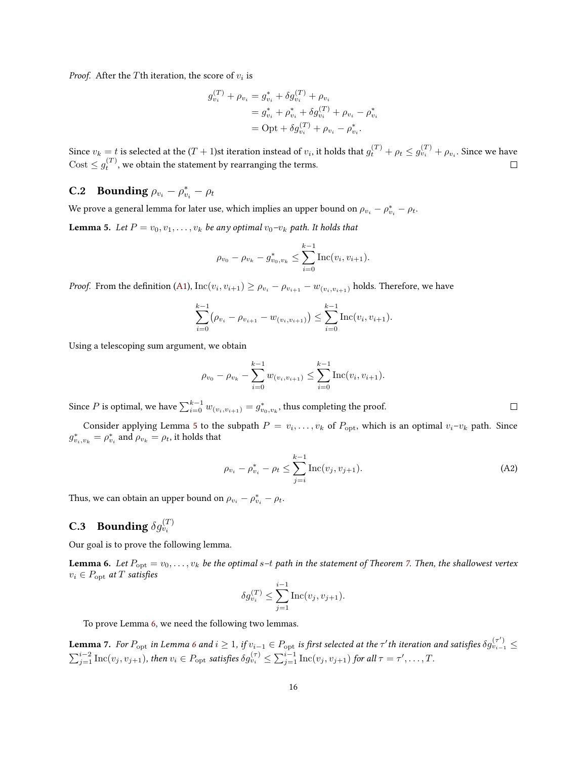*Proof.* After the $T$th iteration, the score of $v_i$ is

$$\begin{aligned} g_{v_i}^{(T)} + \rho_{v_i} &= g_{v_i}^* + \delta g_{v_i}^{(T)} + \rho_{v_i} \\ &= g_{v_i}^* + \rho_{v_i}^* + \delta g_{v_i}^{(T)} + \rho_{v_i} - \rho_{v_i}^* \\ &= \mathrm{Opt} + \delta g_{v_i}^{(T)} + \rho_{v_i} - \rho_{v_i}^*. \end{aligned}$$

Since $v_k = t$ is selected at the $(T+1)$st iteration instead of $v_i$, it holds that $g_t^{(T)} + \rho_t \le g_{v_i}^{(T)} + \rho_{v_i}$. Since we have $\mathrm{Cost} \le g_t^{(T)}$, we obtain the statement by rearranging the terms. □

## C.2 Bounding $\rho_{v_i} - \rho_{v_i}^* - \rho_t$

We prove a general lemma for later use, which implies an upper bound on $\rho_{v_i} - \rho_{v_i}^* - \rho_t$.

**Lemma 5.** *Let $P = v_0, v_1, \ldots, v_k$ be any optimal $v_0$–$v_k$ path. It holds that*

$$\rho_{v_0} - \rho_{v_k} - g_{v_0,v_k}^* \le \sum_{i=0}^{k-1} \mathrm{Inc}(v_i, v_{i+1}).$$

*Proof.* From the definition (A1), $\mathrm{Inc}(v_i, v_{i+1}) \ge \rho_{v_i} - \rho_{v_{i+1}} - w_{(v_i,v_{i+1})}$ holds. Therefore, we have

$$\sum_{i=0}^{k-1} \left(\rho_{v_i} - \rho_{v_{i+1}} - w_{(v_i,v_{i+1})}\right) \le \sum_{i=0}^{k-1} \mathrm{Inc}(v_i, v_{i+1}).$$

Using a telescoping sum argument, we obtain

$$\rho_{v_0} - \rho_{v_k} - \sum_{i=0}^{k-1} w_{(v_i,v_{i+1})} \le \sum_{i=0}^{k-1} \mathrm{Inc}(v_i, v_{i+1}).$$

Since $P$ is optimal, we have $\sum_{i=0}^{k-1} w_{(v_i,v_{i+1})} = g_{v_0,v_k}^*$, thus completing the proof. □

Consider applying Lemma 5 to the subpath $P = v_i, \ldots, v_k$ of $P_{\mathrm{opt}}$, which is an optimal $v_i$–$v_k$ path. Since $g_{v_i,v_k}^* = \rho_{v_i}^*$ and $\rho_{v_k} = \rho_t$, it holds that

$$\rho_{v_i} - \rho_{v_i}^* - \rho_t \le \sum_{j=i}^{k-1} \mathrm{Inc}(v_j, v_{j+1}). \tag{A2}$$

Thus, we can obtain an upper bound on $\rho_{v_i} - \rho_{v_i}^* - \rho_t$.

## C.3 Bounding $\delta g_{v_i}^{(T)}$

Our goal is to prove the following lemma.

**Lemma 6.** *Let $P_{\mathrm{opt}} = v_0, \ldots, v_k$ be the optimal $s$–$t$ path in the statement of Theorem 7. Then, the shallowest vertex $v_i \in P_{\mathrm{opt}}$ at $T$ satisfies*

$$\delta g_{v_i}^{(T)} \le \sum_{j=1}^{i-1} \mathrm{Inc}(v_j, v_{j+1}).$$

To prove Lemma 6, we need the following two lemmas.

**Lemma 7.** *For $P_{\mathrm{opt}}$ in Lemma 6 and $i \ge 1$, if $v_{i-1} \in P_{\mathrm{opt}}$ is first selected at the $\tau'$th iteration and satisfies $\delta g_{v_{i-1}}^{(\tau')} \le \sum_{j=1}^{i-2} \mathrm{Inc}(v_j, v_{j+1})$, then $v_i \in P_{\mathrm{opt}}$ satisfies $\delta g_{v_i}^{(\tau)} \le \sum_{j=1}^{i-1} \mathrm{Inc}(v_j, v_{j+1})$ for all $\tau = \tau', \ldots, T$.*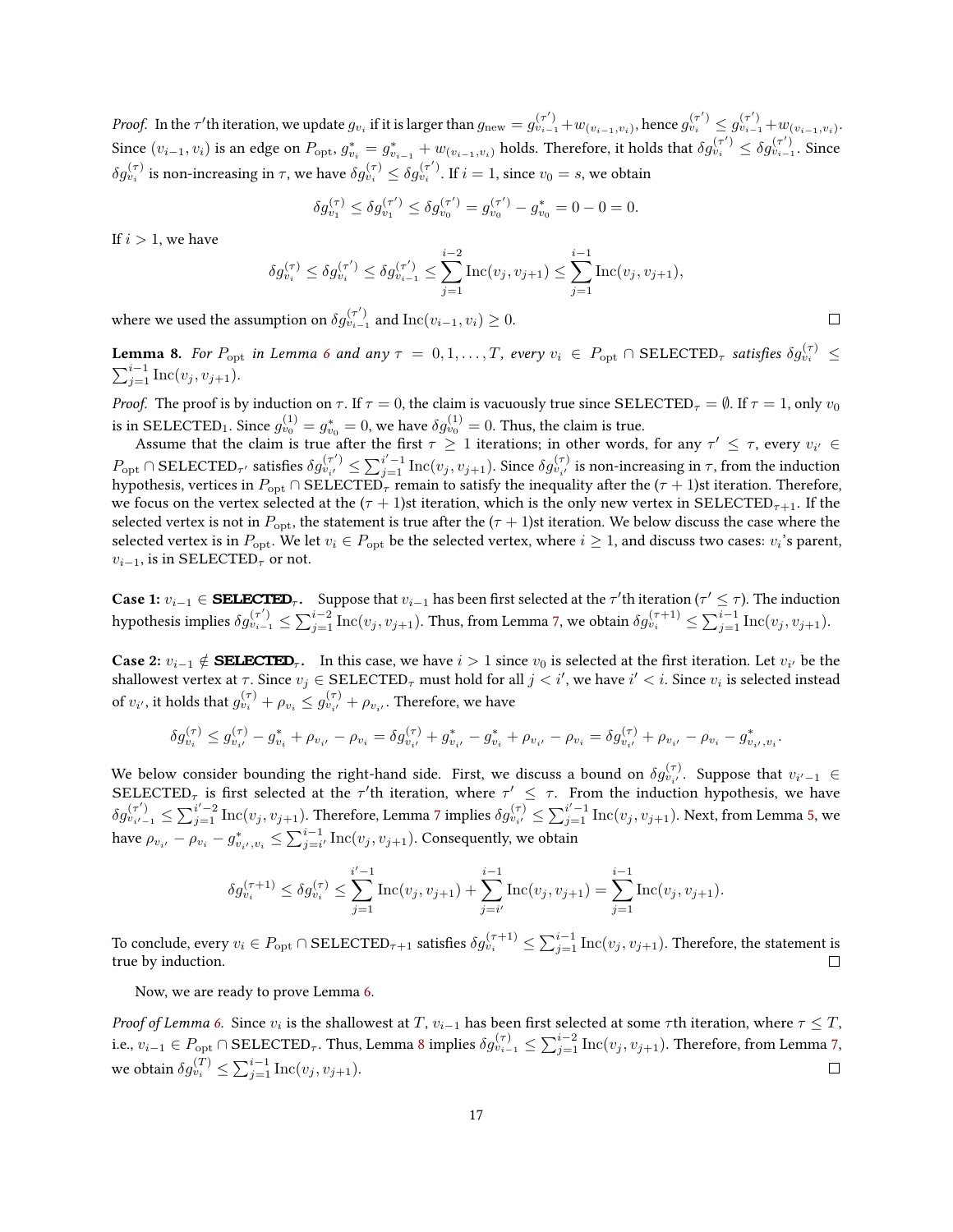*Proof.* In the $\tau'$th iteration, we update $g_{v_i}$ if it is larger than $g_{\text{new}} = g_{v_{i-1}}^{(\tau')} + w_{(v_{i-1},v_i)}$, hence $g_{v_i}^{(\tau')} \le g_{v_{i-1}}^{(\tau')} + w_{(v_{i-1},v_i)}$. Since $(v_{i-1}, v_i)$ is an edge on $P_{\text{opt}}$, $g_{v_i}^* = g_{v_{i-1}}^* + w_{(v_{i-1},v_i)}$ holds. Therefore, it holds that $\delta g_{v_i}^{(\tau')} \le \delta g_{v_{i-1}}^{(\tau')}$. Since $\delta g_{v_i}^{(\tau)}$ is non-increasing in $\tau$, we have $\delta g_{v_i}^{(\tau)} \le \delta g_{v_i}^{(\tau')}$. If $i = 1$, since $v_0 = s$, we obtain

$$\delta g_{v_1}^{(\tau)} \le \delta g_{v_1}^{(\tau')} \le \delta g_{v_0}^{(\tau')} = g_{v_0}^{(\tau')} - g_{v_0}^* = 0 - 0 = 0.$$

If $i > 1$, we have

$$\delta g_{v_i}^{(\tau)} \le \delta g_{v_i}^{(\tau')} \le \delta g_{v_{i-1}}^{(\tau')} \le \sum_{j=1}^{i-2} \mathrm{Inc}(v_j, v_{j+1}) \le \sum_{j=1}^{i-1} \mathrm{Inc}(v_j, v_{j+1}),$$

where we used the assumption on $\delta g_{v_{i-1}}^{(\tau')}$ and $\mathrm{Inc}(v_{i-1}, v_i) \ge 0$. ◻

**Lemma 8.** *For $P_{\text{opt}}$ in Lemma 6 and any $\tau = 0, 1, \dots, T$, every $v_i \in P_{\text{opt}} \cap \mathrm{SELECTED}_\tau$ satisfies $\delta g_{v_i}^{(\tau)} \le \sum_{j=1}^{i-1} \mathrm{Inc}(v_j, v_{j+1})$.*

*Proof.* The proof is by induction on $\tau$. If $\tau = 0$, the claim is vacuously true since $\mathrm{SELECTED}_\tau = \emptyset$. If $\tau = 1$, only $v_0$ is in $\mathrm{SELECTED}_1$. Since $g_{v_0}^{(1)} = g_{v_0}^* = 0$, we have $\delta g_{v_0}^{(1)} = 0$. Thus, the claim is true.

Assume that the claim is true after the first $\tau \ge 1$ iterations; in other words, for any $\tau' \le \tau$, every $v_{i'} \in P_{\text{opt}} \cap \mathrm{SELECTED}_{\tau'}$ satisfies $\delta g_{v_{i'}}^{(\tau')} \le \sum_{j=1}^{i'-1} \mathrm{Inc}(v_j, v_{j+1})$. Since $\delta g_{v_{i'}}^{(\tau)}$ is non-increasing in $\tau$, from the induction hypothesis, vertices in $P_{\text{opt}} \cap \mathrm{SELECTED}_\tau$ remain to satisfy the inequality after the $(\tau+1)$st iteration. Therefore, we focus on the vertex selected at the $(\tau+1)$st iteration, which is the only new vertex in $\mathrm{SELECTED}_{\tau+1}$. If the selected vertex is not in $P_{\text{opt}}$, the statement is true after the $(\tau+1)$st iteration. We below discuss the case where the selected vertex is in $P_{\text{opt}}$. We let $v_i \in P_{\text{opt}}$ be the selected vertex, where $i \ge 1$, and discuss two cases: $v_i$'s parent, $v_{i-1}$, is in $\mathrm{SELECTED}_\tau$ or not.

**Case 1: $v_{i-1} \in$ SELECTED$_\tau$.** Suppose that $v_{i-1}$ has been first selected at the $\tau'$th iteration ($\tau' \le \tau$). The induction hypothesis implies $\delta g_{v_{i-1}}^{(\tau')} \le \sum_{j=1}^{i-2} \mathrm{Inc}(v_j, v_{j+1})$. Thus, from Lemma 7, we obtain $\delta g_{v_i}^{(\tau+1)} \le \sum_{j=1}^{i-1} \mathrm{Inc}(v_j, v_{j+1})$.

**Case 2: $v_{i-1} \notin$ SELECTED$_\tau$.** In this case, we have $i > 1$ since $v_0$ is selected at the first iteration. Let $v_{i'}$ be the shallowest vertex at $\tau$. Since $v_j \in \mathrm{SELECTED}_\tau$ must hold for all $j < i'$, we have $i' < i$. Since $v_i$ is selected instead of $v_{i'}$, it holds that $g_{v_i}^{(\tau)} + \rho_{v_i} \le g_{v_{i'}}^{(\tau)} + \rho_{v_{i'}}$. Therefore, we have

$$\delta g_{v_i}^{(\tau)} \le g_{v_{i'}}^{(\tau)} - g_{v_i}^* + \rho_{v_{i'}} - \rho_{v_i} = \delta g_{v_{i'}}^{(\tau)} + g_{v_{i'}}^* - g_{v_i}^* + \rho_{v_{i'}} - \rho_{v_i} = \delta g_{v_{i'}}^{(\tau)} + \rho_{v_{i'}} - \rho_{v_i} - g_{v_{i'},v_i}^*.$$

We below consider bounding the right-hand side. First, we discuss a bound on $\delta g_{v_{i'}}^{(\tau)}$. Suppose that $v_{i'-1} \in \mathrm{SELECTED}_\tau$ is first selected at the $\tau'$th iteration, where $\tau' \le \tau$. From the induction hypothesis, we have $\delta g_{v_{i'-1}}^{(\tau')} \le \sum_{j=1}^{i'-2} \mathrm{Inc}(v_j, v_{j+1})$. Therefore, Lemma 7 implies $\delta g_{v_{i'}}^{(\tau)} \le \sum_{j=1}^{i'-1} \mathrm{Inc}(v_j, v_{j+1})$. Next, from Lemma 5, we have $\rho_{v_{i'}} - \rho_{v_i} - g_{v_{i'},v_i}^* \le \sum_{j=i'}^{i-1} \mathrm{Inc}(v_j, v_{j+1})$. Consequently, we obtain

$$\delta g_{v_i}^{(\tau+1)} \le \delta g_{v_i}^{(\tau)} \le \sum_{j=1}^{i'-1} \mathrm{Inc}(v_j, v_{j+1}) + \sum_{j=i'}^{i-1} \mathrm{Inc}(v_j, v_{j+1}) = \sum_{j=1}^{i-1} \mathrm{Inc}(v_j, v_{j+1}).$$

To conclude, every $v_i \in P_{\text{opt}} \cap \mathrm{SELECTED}_{\tau+1}$ satisfies $\delta g_{v_i}^{(\tau+1)} \le \sum_{j=1}^{i-1} \mathrm{Inc}(v_j, v_{j+1})$. Therefore, the statement is true by induction. ◻

Now, we are ready to prove Lemma 6.

*Proof of Lemma 6.* Since $v_i$ is the shallowest at $T$, $v_{i-1}$ has been first selected at some $\tau$th iteration, where $\tau \le T$, i.e., $v_{i-1} \in P_{\text{opt}} \cap \mathrm{SELECTED}_\tau$. Thus, Lemma 8 implies $\delta g_{v_{i-1}}^{(\tau)} \le \sum_{j=1}^{i-2} \mathrm{Inc}(v_j, v_{j+1})$. Therefore, from Lemma 7, we obtain $\delta g_{v_i}^{(T)} \le \sum_{j=1}^{i-1} \mathrm{Inc}(v_j, v_{j+1})$. ◻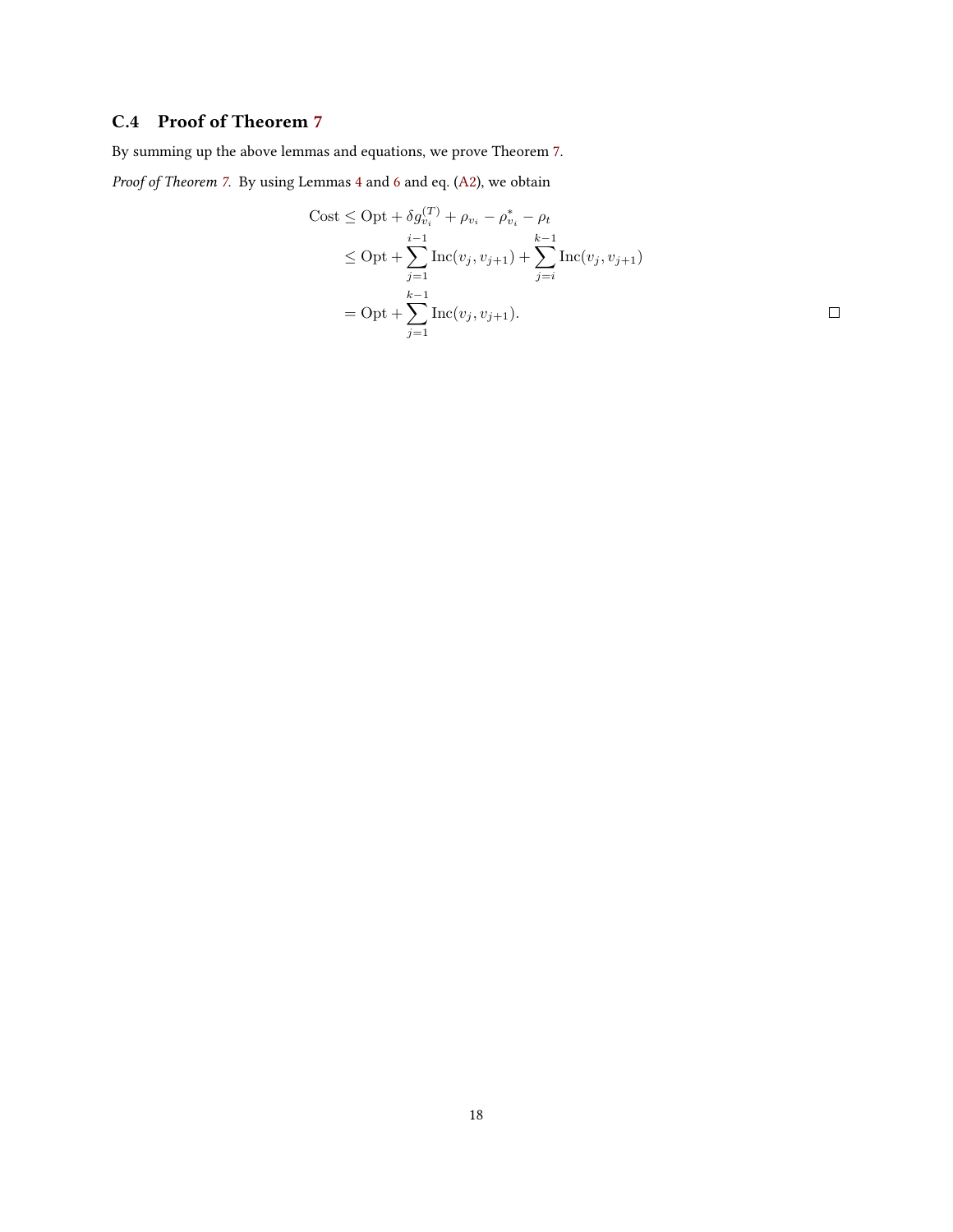### C.4 Proof of Theorem 7

By summing up the above lemmas and equations, we prove Theorem 7.

*Proof of Theorem 7.* By using Lemmas 4 and 6 and eq. (A2), we obtain

$$
\begin{aligned}
\mathrm{Cost} &\leq \mathrm{Opt} + \delta g_{v_i}^{(T)} + \rho_{v_i} - \rho_{v_i}^{*} - \rho_t \\
&\leq \mathrm{Opt} + \sum_{j=1}^{i-1} \mathrm{Inc}(v_j, v_{j+1}) + \sum_{j=i}^{k-1} \mathrm{Inc}(v_j, v_{j+1}) \\
&= \mathrm{Opt} + \sum_{j=1}^{k-1} \mathrm{Inc}(v_j, v_{j+1}).
\end{aligned}
$$

□